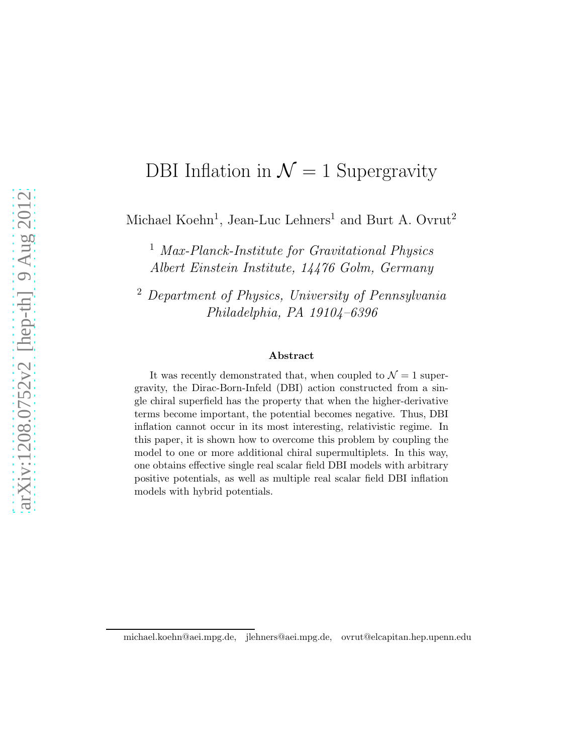# DBI Inflation in $\mathcal{N} = 1$ Supergravity

Michael Koehn[1], Jean-Luc Lehners[1] and Burt A. Ovrut[2]

[1] *Max-Planck-Institute for Gravitational Physics*
*Albert Einstein Institute, 14476 Golm, Germany*

[2] *Department of Physics, University of Pennsylvania*
*Philadelphia, PA 19104–6396*

### Abstract

It was recently demonstrated that, when coupled to $\mathcal{N} = 1$ supergravity, the Dirac-Born-Infeld (DBI) action constructed from a single chiral superfield has the property that when the higher-derivative terms become important, the potential becomes negative. Thus, DBI inflation cannot occur in its most interesting, relativistic regime. In this paper, it is shown how to overcome this problem by coupling the model to one or more additional chiral supermultiplets. In this way, one obtains effective single real scalar field DBI models with arbitrary positive potentials, as well as multiple real scalar field DBI inflation models with hybrid potentials.

michael.koehn@aei.mpg.de, jlehners@aei.mpg.de, ovrut@elcapitan.hep.upenn.edu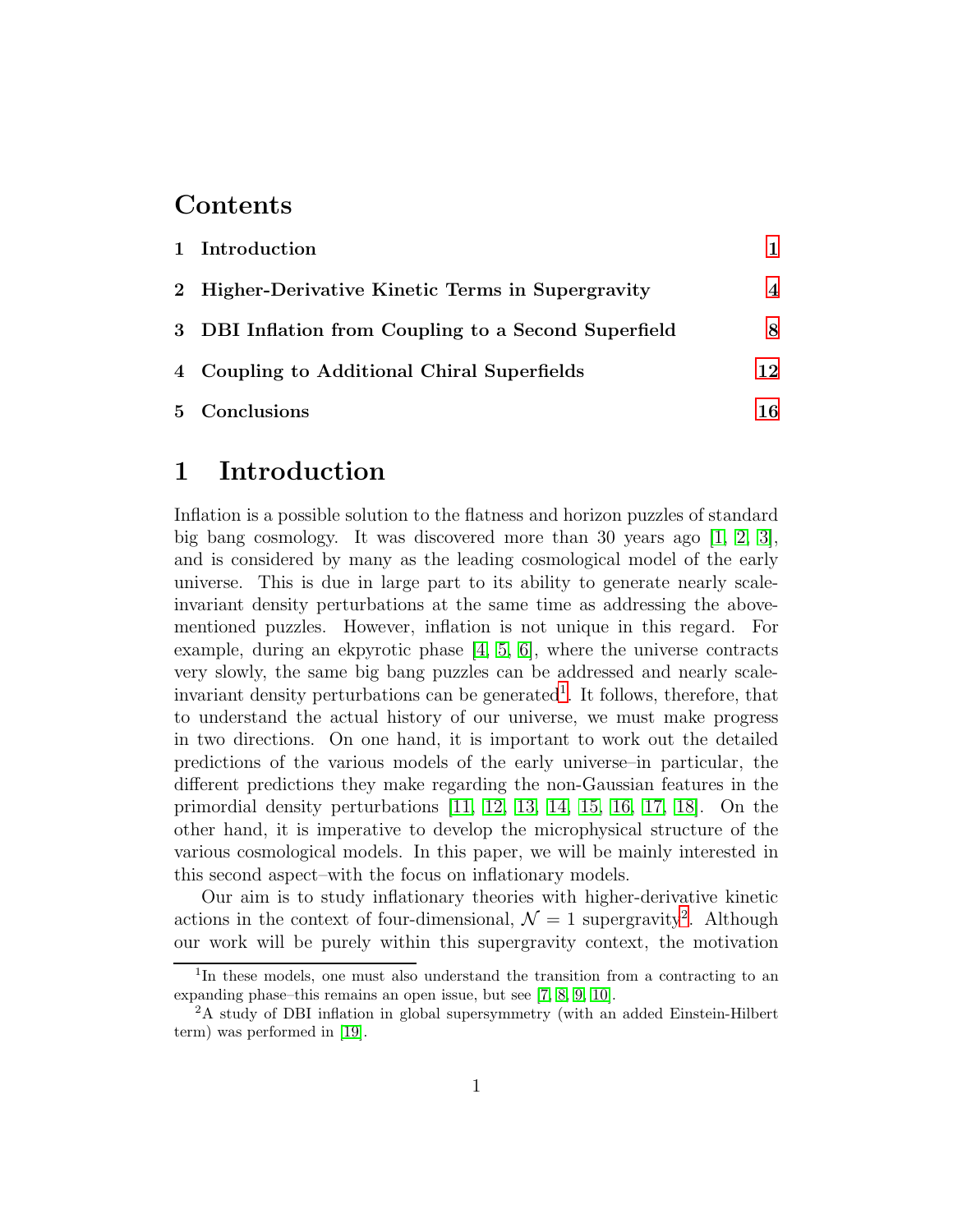## Contents

1 Introduction 1

2 Higher-Derivative Kinetic Terms in Supergravity 4

3 DBI Inflation from Coupling to a Second Superfield 8

4 Coupling to Additional Chiral Superfields 12

5 Conclusions 16

# 1 Introduction

Inflation is a possible solution to the flatness and horizon puzzles of standard big bang cosmology. It was discovered more than 30 years ago [1, 2, 3], and is considered by many as the leading cosmological model of the early universe. This is due in large part to its ability to generate nearly scale-invariant density perturbations at the same time as addressing the above-mentioned puzzles. However, inflation is not unique in this regard. For example, during an ekpyrotic phase [4, 5, 6], where the universe contracts very slowly, the same big bang puzzles can be addressed and nearly scale-invariant density perturbations can be generated[1]. It follows, therefore, that to understand the actual history of our universe, we must make progress in two directions. On one hand, it is important to work out the detailed predictions of the various models of the early universe–in particular, the different predictions they make regarding the non-Gaussian features in the primordial density perturbations [11, 12, 13, 14, 15, 16, 17, 18]. On the other hand, it is imperative to develop the microphysical structure of the various cosmological models. In this paper, we will be mainly interested in this second aspect–with the focus on inflationary models.

Our aim is to study inflationary theories with higher-derivative kinetic actions in the context of four-dimensional, $\mathcal{N} = 1$ supergravity[2]. Although our work will be purely within this supergravity context, the motivation

[1] In these models, one must also understand the transition from a contracting to an expanding phase–this remains an open issue, but see [7, 8, 9, 10].

[2] A study of DBI inflation in global supersymmetry (with an added Einstein-Hilbert term) was performed in [19].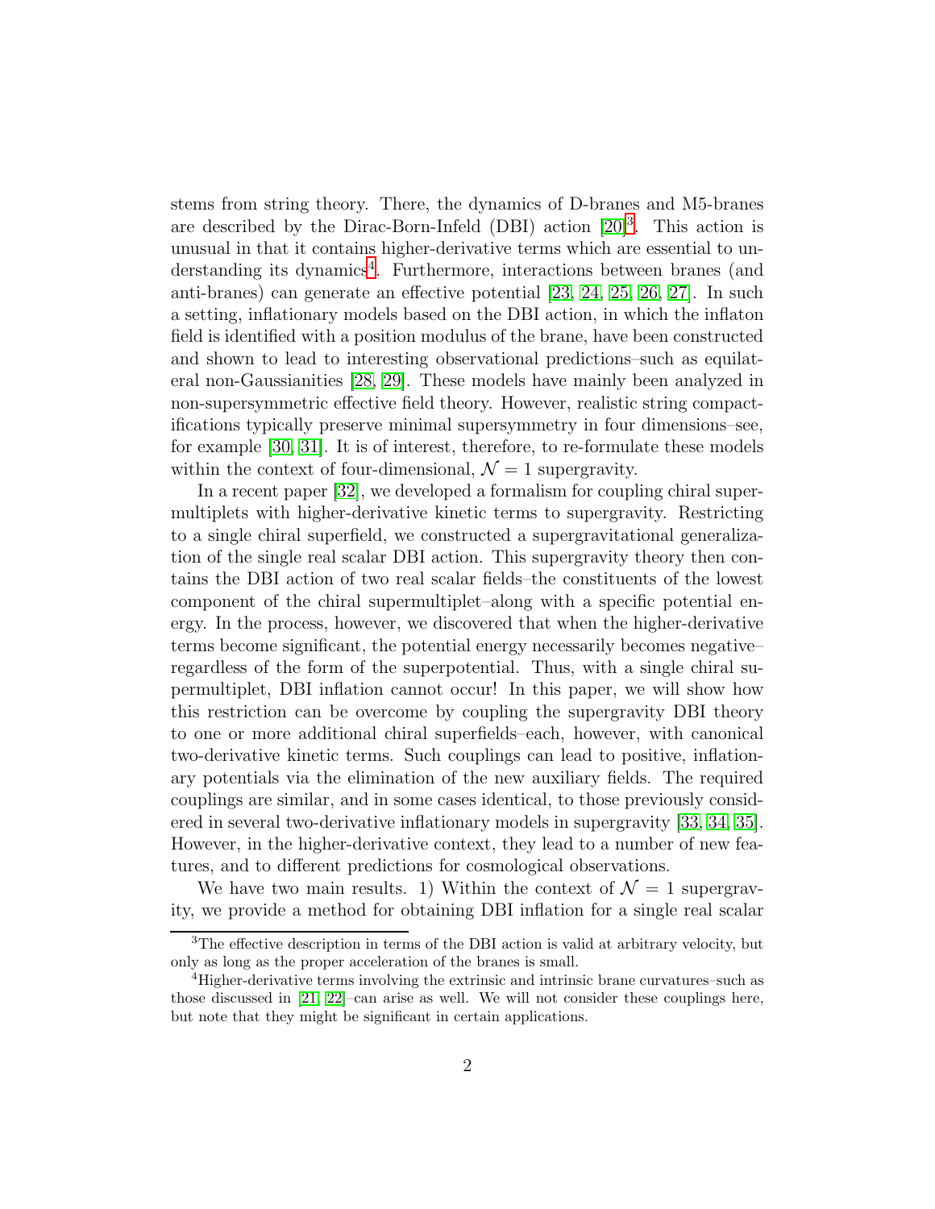stems from string theory. There, the dynamics of D-branes and M5-branes are described by the Dirac-Born-Infeld (DBI) action [20][3]. This action is unusual in that it contains higher-derivative terms which are essential to understanding its dynamics[4]. Furthermore, interactions between branes (and anti-branes) can generate an effective potential [23, 24, 25, 26, 27]. In such a setting, inflationary models based on the DBI action, in which the inflaton field is identified with a position modulus of the brane, have been constructed and shown to lead to interesting observational predictions–such as equilateral non-Gaussianities [28, 29]. These models have mainly been analyzed in non-supersymmetric effective field theory. However, realistic string compactifications typically preserve minimal supersymmetry in four dimensions–see, for example [30, 31]. It is of interest, therefore, to re-formulate these models within the context of four-dimensional, $\mathcal{N} = 1$ supergravity.

In a recent paper [32], we developed a formalism for coupling chiral supermultiplets with higher-derivative kinetic terms to supergravity. Restricting to a single chiral superfield, we constructed a supergravitational generalization of the single real scalar DBI action. This supergravity theory then contains the DBI action of two real scalar fields–the constituents of the lowest component of the chiral supermultiplet–along with a specific potential energy. In the process, however, we discovered that when the higher-derivative terms become significant, the potential energy necessarily becomes negative–regardless of the form of the superpotential. Thus, with a single chiral supermultiplet, DBI inflation cannot occur! In this paper, we will show how this restriction can be overcome by coupling the supergravity DBI theory to one or more additional chiral superfields–each, however, with canonical two-derivative kinetic terms. Such couplings can lead to positive, inflationary potentials via the elimination of the new auxiliary fields. The required couplings are similar, and in some cases identical, to those previously considered in several two-derivative inflationary models in supergravity [33, 34, 35]. However, in the higher-derivative context, they lead to a number of new features, and to different predictions for cosmological observations.

We have two main results. 1) Within the context of $\mathcal{N} = 1$ supergravity, we provide a method for obtaining DBI inflation for a single real scalar

[3] The effective description in terms of the DBI action is valid at arbitrary velocity, but only as long as the proper acceleration of the branes is small.

[4] Higher-derivative terms involving the extrinsic and intrinsic brane curvatures–such as those discussed in [21, 22]–can arise as well. We will not consider these couplings here, but note that they might be significant in certain applications.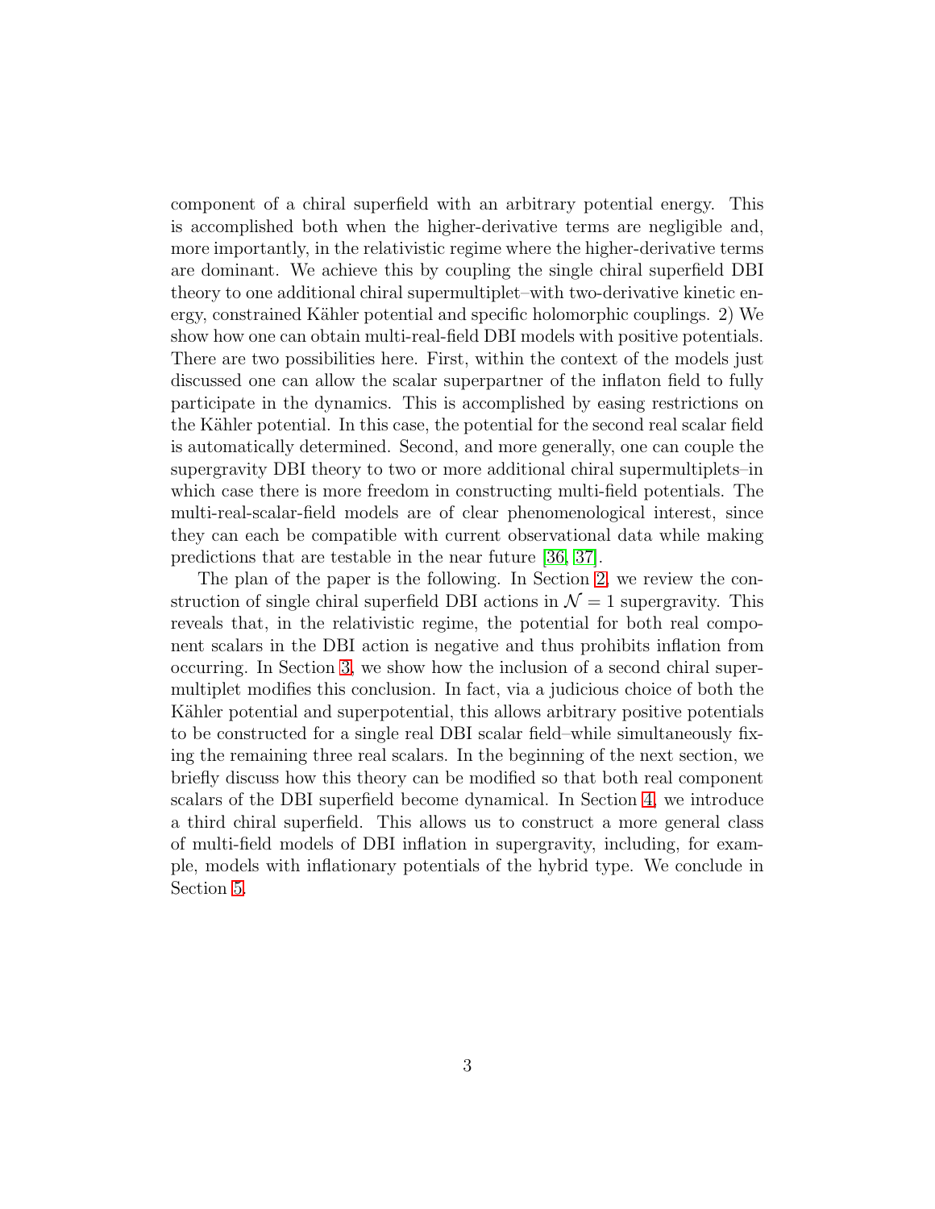component of a chiral superfield with an arbitrary potential energy. This is accomplished both when the higher-derivative terms are negligible and, more importantly, in the relativistic regime where the higher-derivative terms are dominant. We achieve this by coupling the single chiral superfield DBI theory to one additional chiral supermultiplet–with two-derivative kinetic energy, constrained Kähler potential and specific holomorphic couplings. 2) We show how one can obtain multi-real-field DBI models with positive potentials. There are two possibilities here. First, within the context of the models just discussed one can allow the scalar superpartner of the inflaton field to fully participate in the dynamics. This is accomplished by easing restrictions on the Kähler potential. In this case, the potential for the second real scalar field is automatically determined. Second, and more generally, one can couple the supergravity DBI theory to two or more additional chiral supermultiplets–in which case there is more freedom in constructing multi-field potentials. The multi-real-scalar-field models are of clear phenomenological interest, since they can each be compatible with current observational data while making predictions that are testable in the near future [36, 37].

The plan of the paper is the following. In Section 2, we review the construction of single chiral superfield DBI actions in $\mathcal{N} = 1$ supergravity. This reveals that, in the relativistic regime, the potential for both real component scalars in the DBI action is negative and thus prohibits inflation from occurring. In Section 3, we show how the inclusion of a second chiral supermultiplet modifies this conclusion. In fact, via a judicious choice of both the Kähler potential and superpotential, this allows arbitrary positive potentials to be constructed for a single real DBI scalar field–while simultaneously fixing the remaining three real scalars. In the beginning of the next section, we briefly discuss how this theory can be modified so that both real component scalars of the DBI superfield become dynamical. In Section 4, we introduce a third chiral superfield. This allows us to construct a more general class of multi-field models of DBI inflation in supergravity, including, for example, models with inflationary potentials of the hybrid type. We conclude in Section 5.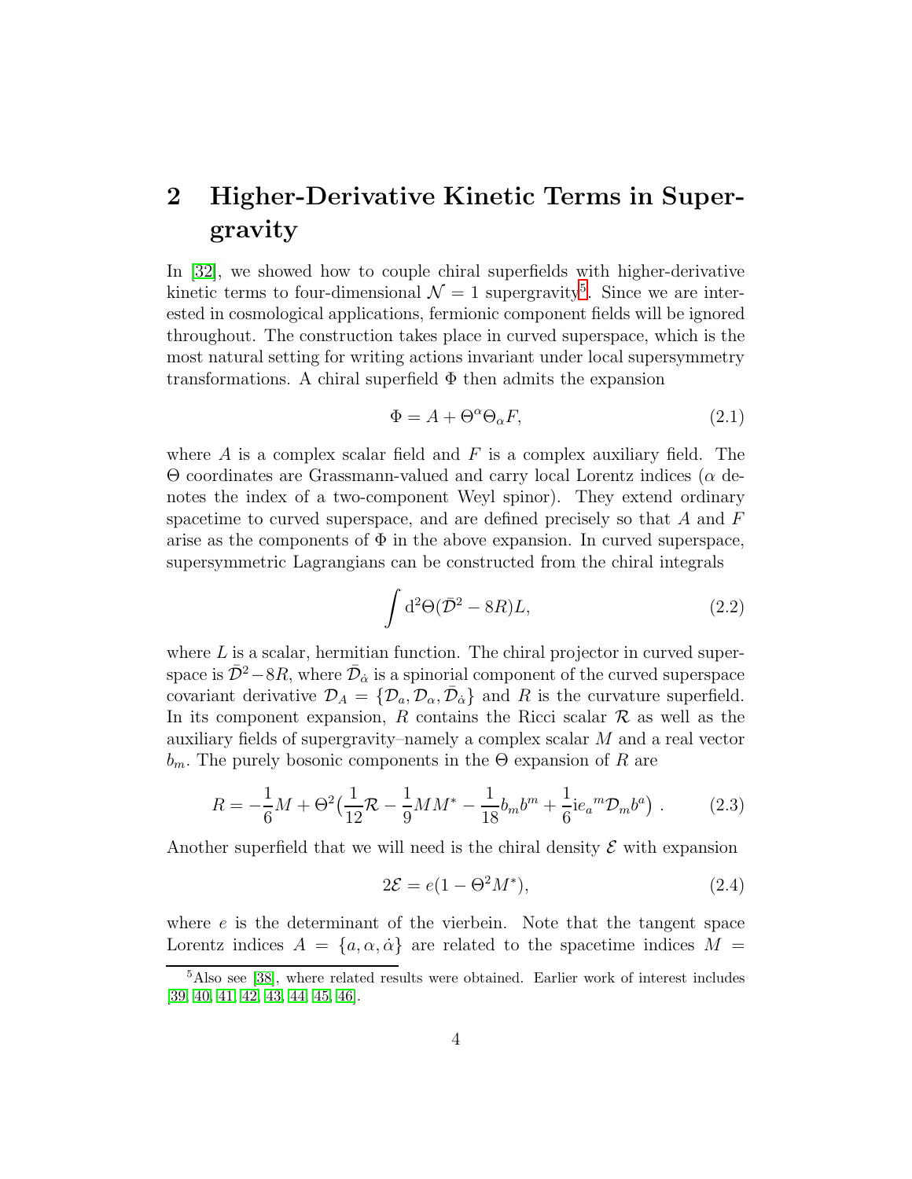# 2 Higher-Derivative Kinetic Terms in Supergravity

In [32], we showed how to couple chiral superfields with higher-derivative kinetic terms to four-dimensional $\mathcal{N}=1$ supergravity[5]. Since we are interested in cosmological applications, fermionic component fields will be ignored throughout. The construction takes place in curved superspace, which is the most natural setting for writing actions invariant under local supersymmetry transformations. A chiral superfield $\Phi$ then admits the expansion

$$\Phi = A + \Theta^\alpha \Theta_\alpha F, \tag{2.1}$$

where $A$ is a complex scalar field and $F$ is a complex auxiliary field. The $\Theta$ coordinates are Grassmann-valued and carry local Lorentz indices ($\alpha$ denotes the index of a two-component Weyl spinor). They extend ordinary spacetime to curved superspace, and are defined precisely so that $A$ and $F$ arise as the components of $\Phi$ in the above expansion. In curved superspace, supersymmetric Lagrangians can be constructed from the chiral integrals

$$\int \mathrm{d}^2\Theta (\bar{\mathcal{D}}^2 - 8R) L, \tag{2.2}$$

where $L$ is a scalar, hermitian function. The chiral projector in curved superspace is $\bar{\mathcal{D}}^2 - 8R$, where $\bar{\mathcal{D}}_{\dot{\alpha}}$ is a spinorial component of the curved superspace covariant derivative $\mathcal{D}_A = \{\mathcal{D}_a, \mathcal{D}_\alpha, \bar{\mathcal{D}}_{\dot{\alpha}}\}$ and $R$ is the curvature superfield. In its component expansion, $R$ contains the Ricci scalar $\mathcal{R}$ as well as the auxiliary fields of supergravity–namely a complex scalar $M$ and a real vector $b_m$. The purely bosonic components in the $\Theta$ expansion of $R$ are

$$R = -\frac{1}{6}M + \Theta^2 \big( \frac{1}{12}\mathcal{R} - \frac{1}{9}MM^* - \frac{1}{18}b_m b^m + \frac{1}{6}\mathrm{i} e_a{}^m \mathcal{D}_m b^a \big) \ . \tag{2.3}$$

Another superfield that we will need is the chiral density $\mathcal{E}$ with expansion

$$2\mathcal{E} = e(1 - \Theta^2 M^*), \tag{2.4}$$

where $e$ is the determinant of the vierbein. Note that the tangent space Lorentz indices $A = \{a, \alpha, \dot{\alpha}\}$ are related to the spacetime indices $M =$

[5] Also see [38], where related results were obtained. Earlier work of interest includes [39, 40, 41, 42, 43, 44, 45, 46].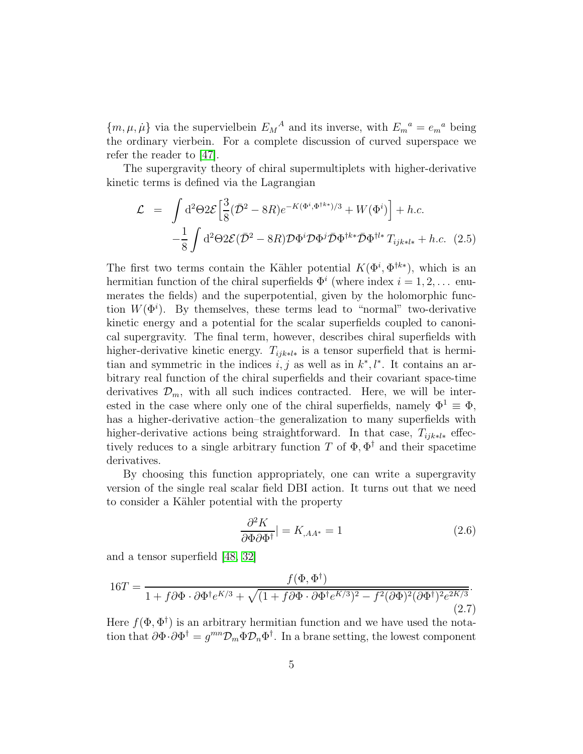$\{m, \mu, \dot{\mu}\}$ via the supervielbein $E_M{}^A$ and its inverse, with $E_m{}^a = e_m{}^a$ being the ordinary vierbein. For a complete discussion of curved superspace we refer the reader to [47].

The supergravity theory of chiral supermultiplets with higher-derivative kinetic terms is defined via the Lagrangian

$$
\begin{aligned}
\mathcal{L} &= \int \mathrm{d}^2\Theta 2\mathcal{E}\Big[\frac{3}{8}(\bar{\mathcal{D}}^2 - 8R)e^{-K(\Phi^i,\Phi^{\dagger k*})/3} + W(\Phi^i)\Big] + h.c. \\
&\quad -\frac{1}{8}\int \mathrm{d}^2\Theta 2\mathcal{E}(\bar{\mathcal{D}}^2 - 8R)\mathcal{D}\Phi^i\mathcal{D}\Phi^j\bar{\mathcal{D}}\Phi^{\dagger k*}\bar{\mathcal{D}}\Phi^{\dagger l*}\, T_{ijk*l*} + h.c. \quad (2.5)
\end{aligned}
$$

The first two terms contain the Kähler potential $K(\Phi^i, \Phi^{\dagger k*})$, which is an hermitian function of the chiral superfields $\Phi^i$ (where index $i = 1, 2, \ldots$ enumerates the fields) and the superpotential, given by the holomorphic function $W(\Phi^i)$. By themselves, these terms lead to "normal" two-derivative kinetic energy and a potential for the scalar superfields coupled to canonical supergravity. The final term, however, describes chiral superfields with higher-derivative kinetic energy. $T_{ijk*l*}$ is a tensor superfield that is hermitian and symmetric in the indices $i, j$ as well as in $k^*, l^*$. It contains an arbitrary real function of the chiral superfields and their covariant space-time derivatives $\mathcal{D}_m$, with all such indices contracted. Here, we will be interested in the case where only one of the chiral superfields, namely $\Phi^1 \equiv \Phi$, has a higher-derivative action–the generalization to many superfields with higher-derivative actions being straightforward. In that case, $T_{ijk*l*}$ effectively reduces to a single arbitrary function $T$ of $\Phi, \Phi^\dagger$ and their spacetime derivatives.

By choosing this function appropriately, one can write a supergravity version of the single real scalar field DBI action. It turns out that we need to consider a Kähler potential with the property

$$
\frac{\partial^2 K}{\partial\Phi\partial\Phi^\dagger}| = K_{,AA^*} = 1 \quad (2.6)
$$

and a tensor superfield [48, 32]

$$
16T = \frac{f(\Phi, \Phi^\dagger)}{1 + f\partial\Phi\cdot\partial\Phi^\dagger e^{K/3} + \sqrt{(1 + f\partial\Phi\cdot\partial\Phi^\dagger e^{K/3})^2 - f^2(\partial\Phi)^2(\partial\Phi^\dagger)^2 e^{2K/3}}}. \quad (2.7)
$$

Here $f(\Phi, \Phi^\dagger)$ is an arbitrary hermitian function and we have used the notation that $\partial\Phi\cdot\partial\Phi^\dagger = g^{mn}\mathcal{D}_m\Phi\mathcal{D}_n\Phi^\dagger$. In a brane setting, the lowest component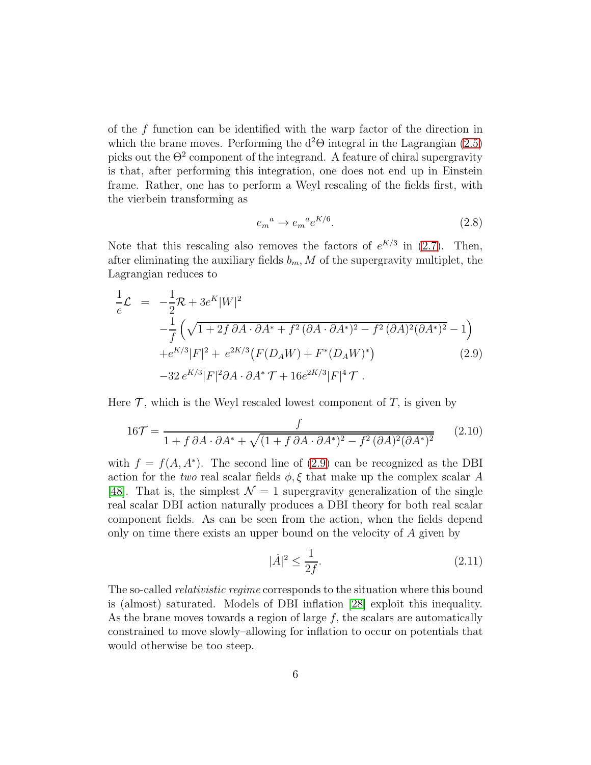of the $f$ function can be identified with the warp factor of the direction in which the brane moves. Performing the $\mathrm{d}^2\Theta$ integral in the Lagrangian (2.5) picks out the $\Theta^2$ component of the integrand. A feature of chiral supergravity is that, after performing this integration, one does not end up in Einstein frame. Rather, one has to perform a Weyl rescaling of the fields first, with the vierbein transforming as

$$e_m{}^a \rightarrow e_m{}^a e^{K/6}. \tag{2.8}$$

Note that this rescaling also removes the factors of $e^{K/3}$ in (2.7). Then, after eliminating the auxiliary fields $b_m, M$ of the supergravity multiplet, the Lagrangian reduces to

$$\begin{aligned}
\frac{1}{e}\mathcal{L} \;=\; & -\frac{1}{2}\mathcal{R} + 3e^K|W|^2 \\
& -\frac{1}{f}\left(\sqrt{1+2f\,\partial A\cdot\partial A^* + f^2\,(\partial A\cdot\partial A^*)^2 - f^2\,(\partial A)^2(\partial A^*)^2} - 1\right) \\
& + e^{K/3}|F|^2 + e^{2K/3}\big(F(D_AW) + F^*(D_AW)^*\big) \\
& - 32\, e^{K/3}|F|^2\partial A\cdot\partial A^*\,\mathcal{T} + 16e^{2K/3}|F|^4\,\mathcal{T}\;.
\end{aligned} \tag{2.9}$$

Here $\mathcal{T}$, which is the Weyl rescaled lowest component of $T$, is given by

$$16\mathcal{T} = \frac{f}{1+f\,\partial A\cdot\partial A^* + \sqrt{(1+f\,\partial A\cdot\partial A^*)^2 - f^2\,(\partial A)^2(\partial A^*)^2}} \tag{2.10}$$

with $f = f(A, A^*)$. The second line of (2.9) can be recognized as the DBI action for the *two* real scalar fields $\phi, \xi$ that make up the complex scalar $A$ [48]. That is, the simplest $\mathcal{N}=1$ supergravity generalization of the single real scalar DBI action naturally produces a DBI theory for both real scalar component fields. As can be seen from the action, when the fields depend only on time there exists an upper bound on the velocity of $A$ given by

$$|\dot{A}|^2 \leq \frac{1}{2f}. \tag{2.11}$$

The so-called *relativistic regime* corresponds to the situation where this bound is (almost) saturated. Models of DBI inflation [28] exploit this inequality. As the brane moves towards a region of large $f$, the scalars are automatically constrained to move slowly–allowing for inflation to occur on potentials that would otherwise be too steep.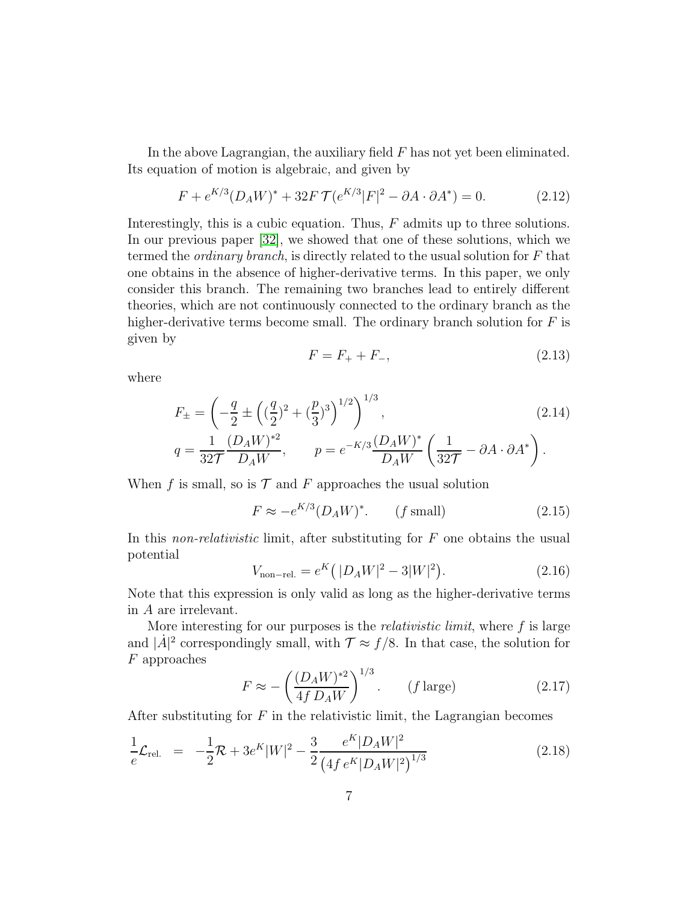In the above Lagrangian, the auxiliary field $F$ has not yet been eliminated. Its equation of motion is algebraic, and given by

$$F + e^{K/3}(D_A W)^* + 32F\,\mathcal{T}(e^{K/3}|F|^2 - \partial A \cdot \partial A^*) = 0. \tag{2.12}$$

Interestingly, this is a cubic equation. Thus, $F$ admits up to three solutions. In our previous paper [32], we showed that one of these solutions, which we termed the *ordinary branch*, is directly related to the usual solution for $F$ that one obtains in the absence of higher-derivative terms. In this paper, we only consider this branch. The remaining two branches lead to entirely different theories, which are not continuously connected to the ordinary branch as the higher-derivative terms become small. The ordinary branch solution for $F$ is given by

$$F = F_+ + F_-, \tag{2.13}$$

where

$$F_\pm = \left(-\frac{q}{2} \pm \left((\frac{q}{2})^2 + (\frac{p}{3})^3\right)^{1/2}\right)^{1/3}, \tag{2.14}$$

$$q = \frac{1}{32\mathcal{T}}\frac{(D_A W)^{*2}}{D_A W}, \qquad p = e^{-K/3}\frac{(D_A W)^*}{D_A W}\left(\frac{1}{32\mathcal{T}} - \partial A \cdot \partial A^*\right).$$

When $f$ is small, so is $\mathcal{T}$ and $F$ approaches the usual solution

$$F \approx -e^{K/3}(D_A W)^*. \qquad (f\,\text{small}) \tag{2.15}$$

In this *non-relativistic* limit, after substituting for $F$ one obtains the usual potential

$$V_{\text{non-rel.}} = e^K\big(\,|D_A W|^2 - 3|W|^2\big). \tag{2.16}$$

Note that this expression is only valid as long as the higher-derivative terms in $A$ are irrelevant.

More interesting for our purposes is the *relativistic limit*, where $f$ is large and $|\dot{A}|^2$ correspondingly small, with $\mathcal{T} \approx f/8$. In that case, the solution for $F$ approaches

$$F \approx -\left(\frac{(D_A W)^{*2}}{4f\, D_A W}\right)^{1/3}. \qquad (f\,\text{large}) \tag{2.17}$$

After substituting for $F$ in the relativistic limit, the Lagrangian becomes

$$\frac{1}{e}\mathcal{L}_{\text{rel.}} \;=\; -\frac{1}{2}\mathcal{R} + 3e^K|W|^2 - \frac{3}{2}\frac{e^K|D_A W|^2}{\left(4f\, e^K|D_A W|^2\right)^{1/3}} \tag{2.18}$$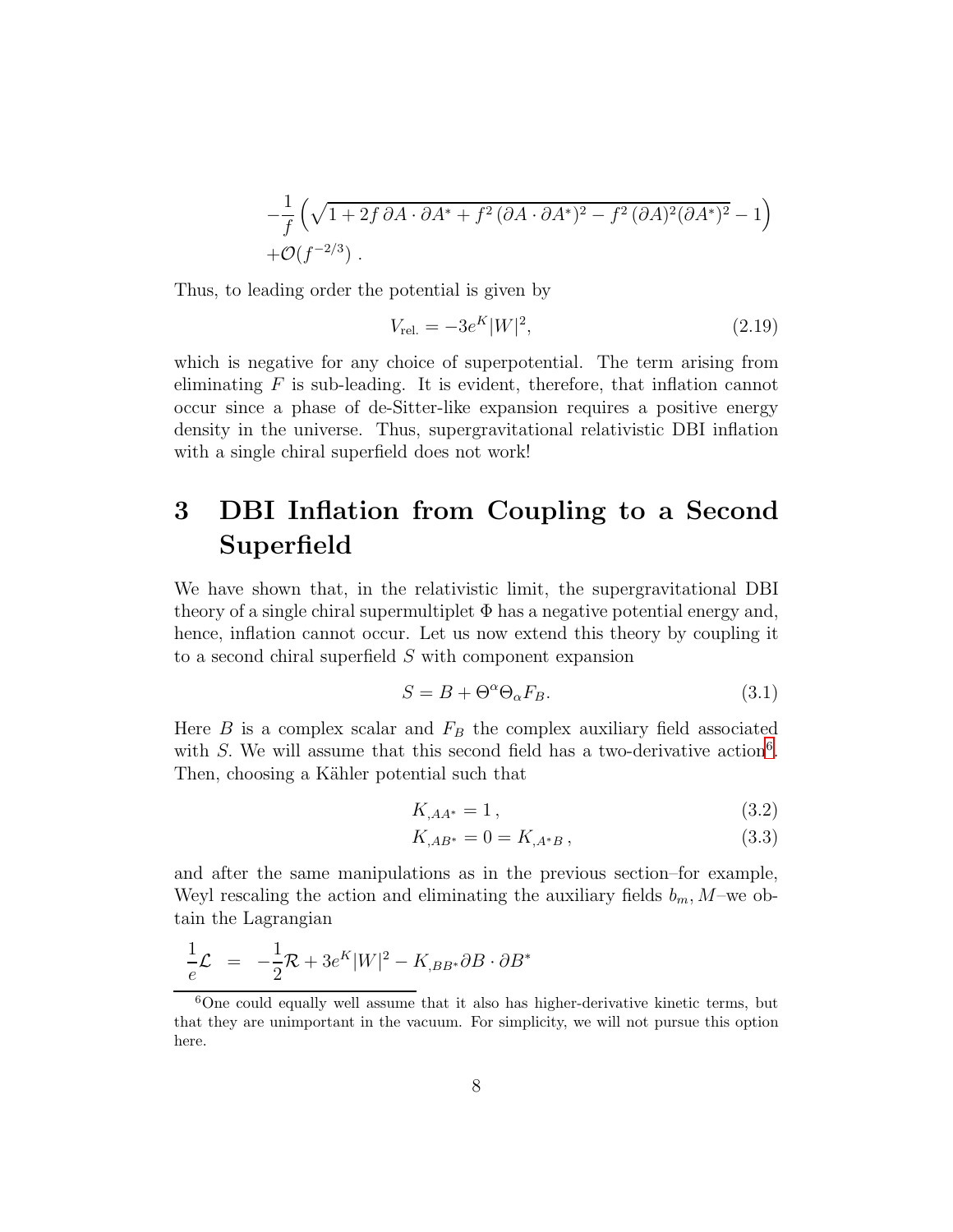$$
-\frac{1}{f}\left(\sqrt{1+2f\,\partial A\cdot\partial A^{*}+f^{2}\,(\partial A\cdot\partial A^{*})^{2}-f^{2}\,(\partial A)^{2}(\partial A^{*})^{2}}-1\right)
$$
$$
+\mathcal{O}(f^{-2/3})\ .
$$

Thus, to leading order the potential is given by

$$
V_{\text{rel.}} = -3e^{K}|W|^{2}, \tag{2.19}
$$

which is negative for any choice of superpotential. The term arising from eliminating $F$ is sub-leading. It is evident, therefore, that inflation cannot occur since a phase of de-Sitter-like expansion requires a positive energy density in the universe. Thus, supergravitational relativistic DBI inflation with a single chiral superfield does not work!

# 3 DBI Inflation from Coupling to a Second Superfield

We have shown that, in the relativistic limit, the supergravitational DBI theory of a single chiral supermultiplet $\Phi$ has a negative potential energy and, hence, inflation cannot occur. Let us now extend this theory by coupling it to a second chiral superfield $S$ with component expansion

$$
S = B + \Theta^{\alpha}\Theta_{\alpha}F_{B}. \tag{3.1}
$$

Here $B$ is a complex scalar and $F_B$ the complex auxiliary field associated with $S$. We will assume that this second field has a two-derivative action[6]. Then, choosing a Kähler potential such that

$$
K_{,AA^{*}} = 1\,, \tag{3.2}
$$
$$
K_{,AB^{*}} = 0 = K_{,A^{*}B}\,, \tag{3.3}
$$

and after the same manipulations as in the previous section–for example, Weyl rescaling the action and eliminating the auxiliary fields $b_m, M$–we obtain the Lagrangian

$$
\frac{1}{e}\mathcal{L} \;=\; -\frac{1}{2}\mathcal{R} + 3e^{K}|W|^{2} - K_{,BB^{*}}\partial B\cdot\partial B^{*}
$$

[6] One could equally well assume that it also has higher-derivative kinetic terms, but that they are unimportant in the vacuum. For simplicity, we will not pursue this option here.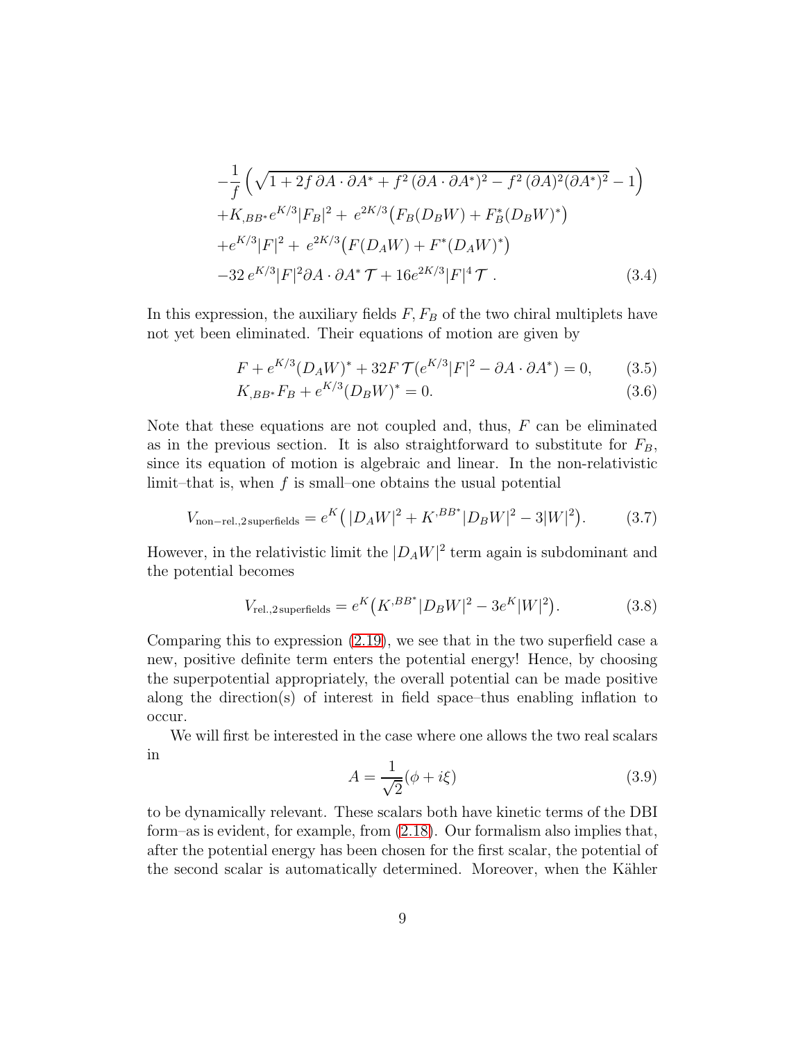$$
\begin{aligned}
&-\frac{1}{f}\left(\sqrt{1+2f\,\partial A\cdot\partial A^{*}+f^{2}\,(\partial A\cdot\partial A^{*})^{2}-f^{2}\,(\partial A)^{2}(\partial A^{*})^{2}}-1\right)\\
&+K_{,BB^{*}}e^{K/3}|F_{B}|^{2}+\,e^{2K/3}\big(F_{B}(D_{B}W)+F_{B}^{*}(D_{B}W)^{*}\big)\\
&+e^{K/3}|F|^{2}+\,e^{2K/3}\big(F(D_{A}W)+F^{*}(D_{A}W)^{*}\big)\\
&-32\,e^{K/3}|F|^{2}\partial A\cdot\partial A^{*}\,\mathcal{T}+16e^{2K/3}|F|^{4}\,\mathcal{T}\,.
\end{aligned}
\tag{3.4}
$$

In this expression, the auxiliary fields $F, F_B$ of the two chiral multiplets have not yet been eliminated. Their equations of motion are given by

$$
F+e^{K/3}(D_{A}W)^{*}+32F\,\mathcal{T}(e^{K/3}|F|^{2}-\partial A\cdot\partial A^{*})=0, \tag{3.5}
$$

$$
K_{,BB^{*}}F_{B}+e^{K/3}(D_{B}W)^{*}=0. \tag{3.6}
$$

Note that these equations are not coupled and, thus, $F$ can be eliminated as in the previous section. It is also straightforward to substitute for $F_B$, since its equation of motion is algebraic and linear. In the non-relativistic limit–that is, when $f$ is small–one obtains the usual potential

$$
V_{\rm non-rel.,2\,superfields}=e^{K}\big(\,|D_{A}W|^{2}+K^{,BB^{*}}|D_{B}W|^{2}-3|W|^{2}\big). \tag{3.7}
$$

However, in the relativistic limit the $|D_AW|^2$ term again is subdominant and the potential becomes

$$
V_{\rm rel.,2\,superfields}=e^{K}\big(K^{,BB^{*}}|D_{B}W|^{2}-3e^{K}|W|^{2}\big). \tag{3.8}
$$

Comparing this to expression (2.19), we see that in the two superfield case a new, positive definite term enters the potential energy! Hence, by choosing the superpotential appropriately, the overall potential can be made positive along the direction(s) of interest in field space–thus enabling inflation to occur.

We will first be interested in the case where one allows the two real scalars in

$$
A=\frac{1}{\sqrt{2}}(\phi+i\xi) \tag{3.9}
$$

to be dynamically relevant. These scalars both have kinetic terms of the DBI form–as is evident, for example, from (2.18). Our formalism also implies that, after the potential energy has been chosen for the first scalar, the potential of the second scalar is automatically determined. Moreover, when the Kähler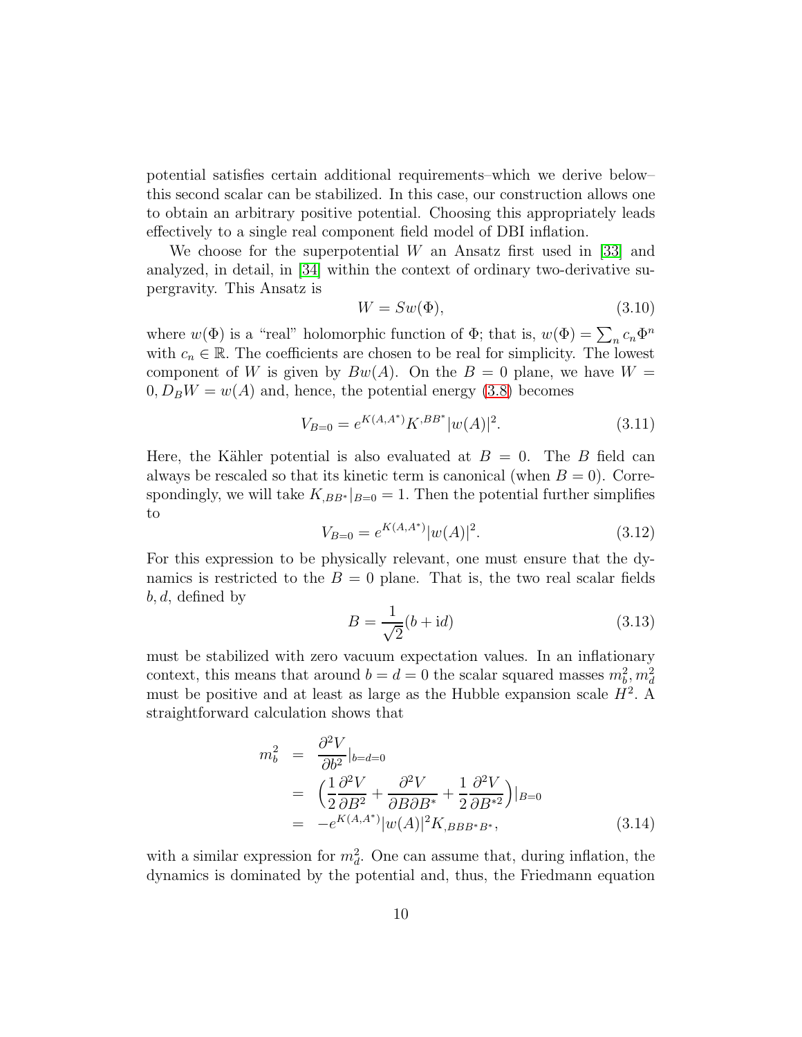potential satisfies certain additional requirements–which we derive below–this second scalar can be stabilized. In this case, our construction allows one to obtain an arbitrary positive potential. Choosing this appropriately leads effectively to a single real component field model of DBI inflation.

We choose for the superpotential $W$ an Ansatz first used in [33] and analyzed, in detail, in [34] within the context of ordinary two-derivative supergravity. This Ansatz is

$$W = Sw(\Phi), \tag{3.10}$$

where $w(\Phi)$ is a "real" holomorphic function of $\Phi$; that is, $w(\Phi) = \sum_n c_n \Phi^n$ with $c_n \in \mathbb{R}$. The coefficients are chosen to be real for simplicity. The lowest component of $W$ is given by $Bw(A)$. On the $B = 0$ plane, we have $W = 0, D_B W = w(A)$ and, hence, the potential energy (3.8) becomes

$$V_{B=0} = e^{K(A,A^*)} K^{,BB^*} |w(A)|^2. \tag{3.11}$$

Here, the Kähler potential is also evaluated at $B = 0$. The $B$ field can always be rescaled so that its kinetic term is canonical (when $B = 0$). Correspondingly, we will take $K_{,BB^*}|_{B=0} = 1$. Then the potential further simplifies to

$$V_{B=0} = e^{K(A,A^*)} |w(A)|^2. \tag{3.12}$$

For this expression to be physically relevant, one must ensure that the dynamics is restricted to the $B = 0$ plane. That is, the two real scalar fields $b, d$, defined by

$$B = \frac{1}{\sqrt{2}}(b + \mathrm{i}d) \tag{3.13}$$

must be stabilized with zero vacuum expectation values. In an inflationary context, this means that around $b = d = 0$ the scalar squared masses $m_b^2, m_d^2$ must be positive and at least as large as the Hubble expansion scale $H^2$. A straightforward calculation shows that

$$\begin{aligned}
m_b^2 &= \frac{\partial^2 V}{\partial b^2}|_{b=d=0} \\
&= \Big(\frac{1}{2}\frac{\partial^2 V}{\partial B^2} + \frac{\partial^2 V}{\partial B \partial B^*} + \frac{1}{2}\frac{\partial^2 V}{\partial B^{*2}}\Big)|_{B=0} \\
&= -e^{K(A,A^*)} |w(A)|^2 K_{,BBB^*B^*},
\end{aligned} \tag{3.14}$$

with a similar expression for $m_d^2$. One can assume that, during inflation, the dynamics is dominated by the potential and, thus, the Friedmann equation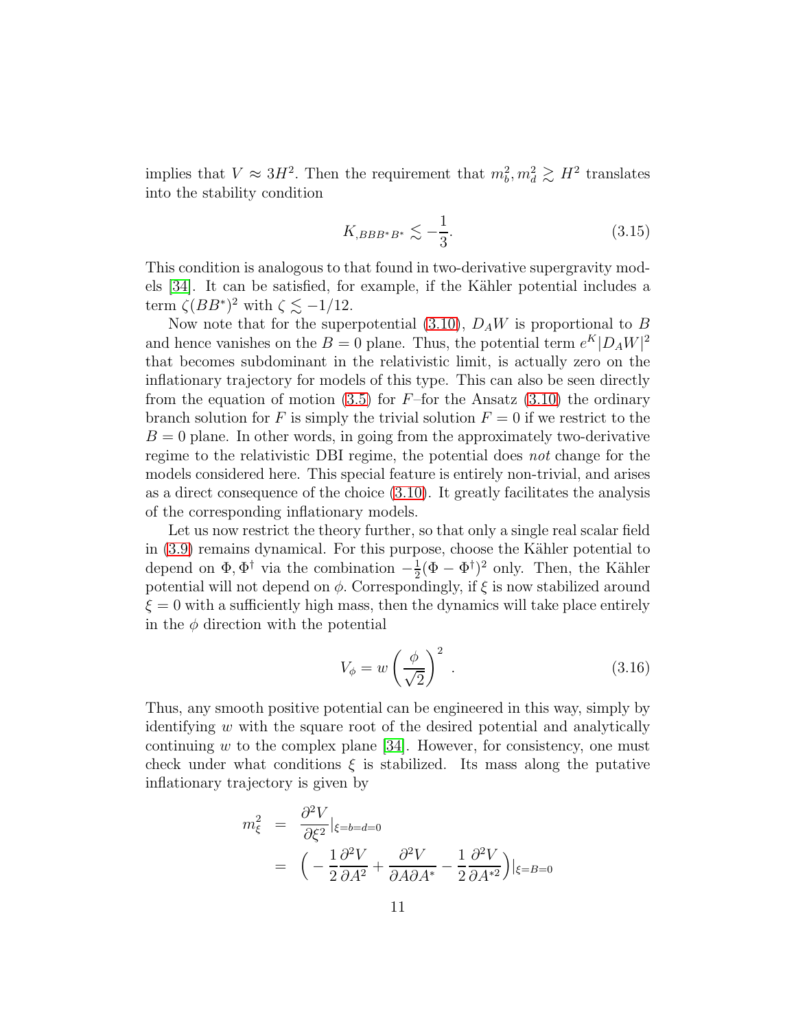implies that $V \approx 3H^2$. Then the requirement that $m_b^2, m_d^2 \gtrsim H^2$ translates into the stability condition

$$K_{,BBB^*B^*} \lesssim -\frac{1}{3}. \tag{3.15}$$

This condition is analogous to that found in two-derivative supergravity models [34]. It can be satisfied, for example, if the Kähler potential includes a term $\zeta(BB^*)^2$ with $\zeta \lesssim -1/12$.

Now note that for the superpotential (3.10), $D_A W$ is proportional to $B$ and hence vanishes on the $B = 0$ plane. Thus, the potential term $e^K |D_A W|^2$ that becomes subdominant in the relativistic limit, is actually zero on the inflationary trajectory for models of this type. This can also be seen directly from the equation of motion (3.5) for $F$–for the Ansatz (3.10) the ordinary branch solution for $F$ is simply the trivial solution $F = 0$ if we restrict to the $B = 0$ plane. In other words, in going from the approximately two-derivative regime to the relativistic DBI regime, the potential does *not* change for the models considered here. This special feature is entirely non-trivial, and arises as a direct consequence of the choice (3.10). It greatly facilitates the analysis of the corresponding inflationary models.

Let us now restrict the theory further, so that only a single real scalar field in (3.9) remains dynamical. For this purpose, choose the Kähler potential to depend on $\Phi, \Phi^\dagger$ via the combination $-\frac{1}{2}(\Phi - \Phi^\dagger)^2$ only. Then, the Kähler potential will not depend on $\phi$. Correspondingly, if $\xi$ is now stabilized around $\xi = 0$ with a sufficiently high mass, then the dynamics will take place entirely in the $\phi$ direction with the potential

$$V_\phi = w\left(\frac{\phi}{\sqrt{2}}\right)^2 . \tag{3.16}$$

Thus, any smooth positive potential can be engineered in this way, simply by identifying $w$ with the square root of the desired potential and analytically continuing $w$ to the complex plane [34]. However, for consistency, one must check under what conditions $\xi$ is stabilized. Its mass along the putative inflationary trajectory is given by

$$\begin{aligned} m_\xi^2 &= \frac{\partial^2 V}{\partial \xi^2}\Big|_{\xi=b=d=0} \\ &= \Big(-\frac{1}{2}\frac{\partial^2 V}{\partial A^2} + \frac{\partial^2 V}{\partial A \partial A^*} - \frac{1}{2}\frac{\partial^2 V}{\partial A^{*2}}\Big)\Big|_{\xi=B=0} \end{aligned}$$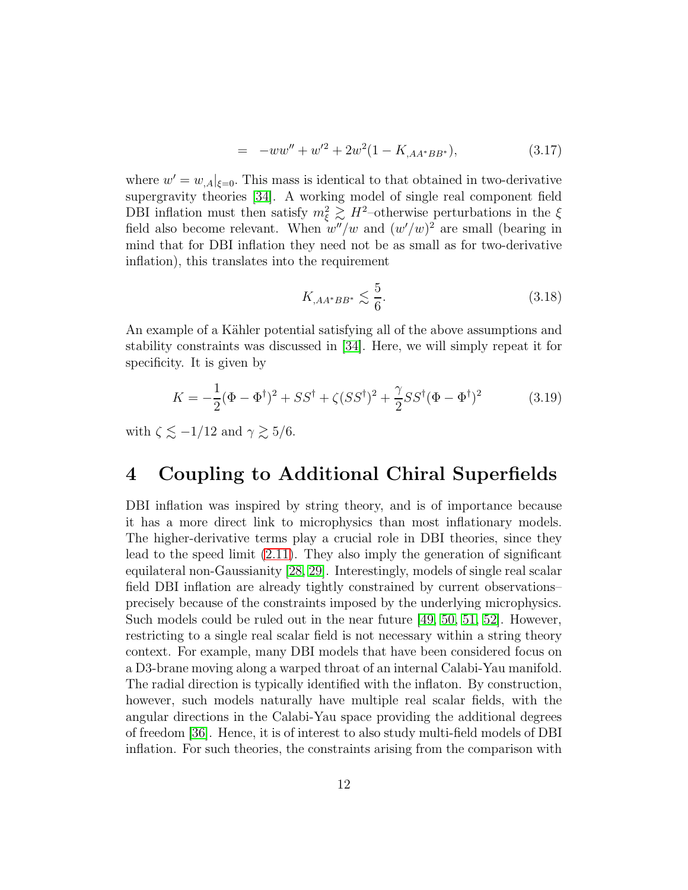$$= \quad -ww'' + w'^2 + 2w^2(1 - K_{,AA^*BB^*}), \tag{3.17}$$

where $w' = w_{,A}|_{\xi=0}$. This mass is identical to that obtained in two-derivative supergravity theories [34]. A working model of single real component field DBI inflation must then satisfy $m_\xi^2 \gtrsim H^2$–otherwise perturbations in the $\xi$ field also become relevant. When $w''/w$ and $(w'/w)^2$ are small (bearing in mind that for DBI inflation they need not be as small as for two-derivative inflation), this translates into the requirement

$$K_{,AA^*BB^*} \lesssim \frac{5}{6}. \tag{3.18}$$

An example of a Kähler potential satisfying all of the above assumptions and stability constraints was discussed in [34]. Here, we will simply repeat it for specificity. It is given by

$$K = -\frac{1}{2}(\Phi - \Phi^\dagger)^2 + SS^\dagger + \zeta(SS^\dagger)^2 + \frac{\gamma}{2}SS^\dagger(\Phi - \Phi^\dagger)^2 \tag{3.19}$$

with $\zeta \lesssim -1/12$ and $\gamma \gtrsim 5/6$.

# 4 Coupling to Additional Chiral Superfields

DBI inflation was inspired by string theory, and is of importance because it has a more direct link to microphysics than most inflationary models. The higher-derivative terms play a crucial role in DBI theories, since they lead to the speed limit (2.11). They also imply the generation of significant equilateral non-Gaussianity [28, 29]. Interestingly, models of single real scalar field DBI inflation are already tightly constrained by current observations–precisely because of the constraints imposed by the underlying microphysics. Such models could be ruled out in the near future [49, 50, 51, 52]. However, restricting to a single real scalar field is not necessary within a string theory context. For example, many DBI models that have been considered focus on a D3-brane moving along a warped throat of an internal Calabi-Yau manifold. The radial direction is typically identified with the inflaton. By construction, however, such models naturally have multiple real scalar fields, with the angular directions in the Calabi-Yau space providing the additional degrees of freedom [36]. Hence, it is of interest to also study multi-field models of DBI inflation. For such theories, the constraints arising from the comparison with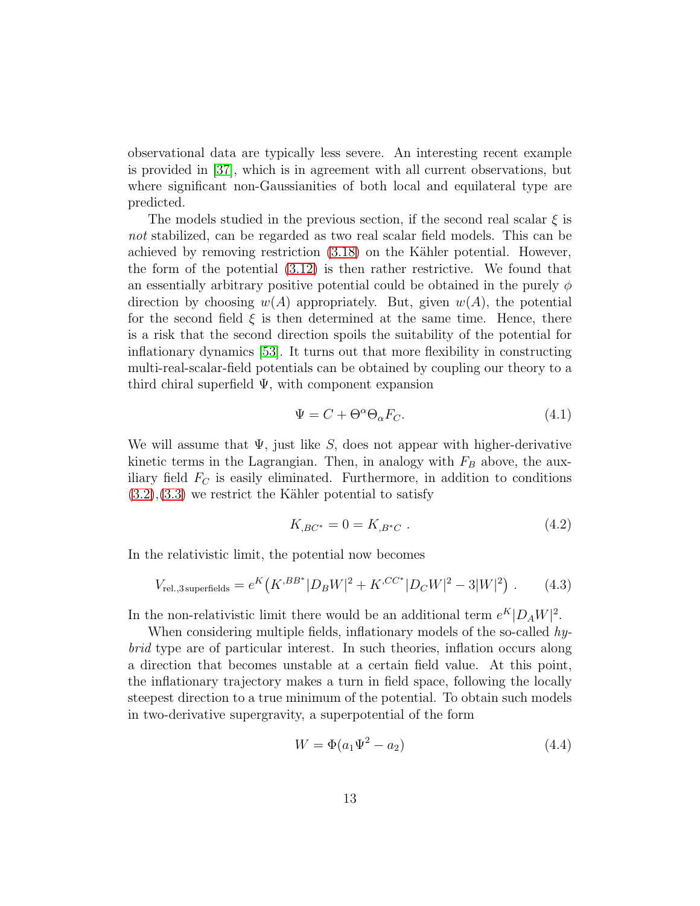observational data are typically less severe. An interesting recent example is provided in [37], which is in agreement with all current observations, but where significant non-Gaussianities of both local and equilateral type are predicted.

The models studied in the previous section, if the second real scalar $\xi$ is *not* stabilized, can be regarded as two real scalar field models. This can be achieved by removing restriction (3.18) on the Kähler potential. However, the form of the potential (3.12) is then rather restrictive. We found that an essentially arbitrary positive potential could be obtained in the purely $\phi$ direction by choosing $w(A)$ appropriately. But, given $w(A)$, the potential for the second field $\xi$ is then determined at the same time. Hence, there is a risk that the second direction spoils the suitability of the potential for inflationary dynamics [53]. It turns out that more flexibility in constructing multi-real-scalar-field potentials can be obtained by coupling our theory to a third chiral superfield $\Psi$, with component expansion

$$\Psi = C + \Theta^{\alpha}\Theta_{\alpha}F_C. \tag{4.1}$$

We will assume that $\Psi$, just like $S$, does not appear with higher-derivative kinetic terms in the Lagrangian. Then, in analogy with $F_B$ above, the auxiliary field $F_C$ is easily eliminated. Furthermore, in addition to conditions (3.2),(3.3) we restrict the Kähler potential to satisfy

$$K_{,BC^*} = 0 = K_{,B^*C} \ . \tag{4.2}$$

In the relativistic limit, the potential now becomes

$$V_{\text{rel.,3 superfields}} = e^K \left( K^{,BB^*}|D_BW|^2 + K^{,CC^*}|D_CW|^2 - 3|W|^2 \right) . \tag{4.3}$$

In the non-relativistic limit there would be an additional term $e^K|D_AW|^2$.

When considering multiple fields, inflationary models of the so-called *hybrid* type are of particular interest. In such theories, inflation occurs along a direction that becomes unstable at a certain field value. At this point, the inflationary trajectory makes a turn in field space, following the locally steepest direction to a true minimum of the potential. To obtain such models in two-derivative supergravity, a superpotential of the form

$$W = \Phi(a_1\Psi^2 - a_2) \tag{4.4}$$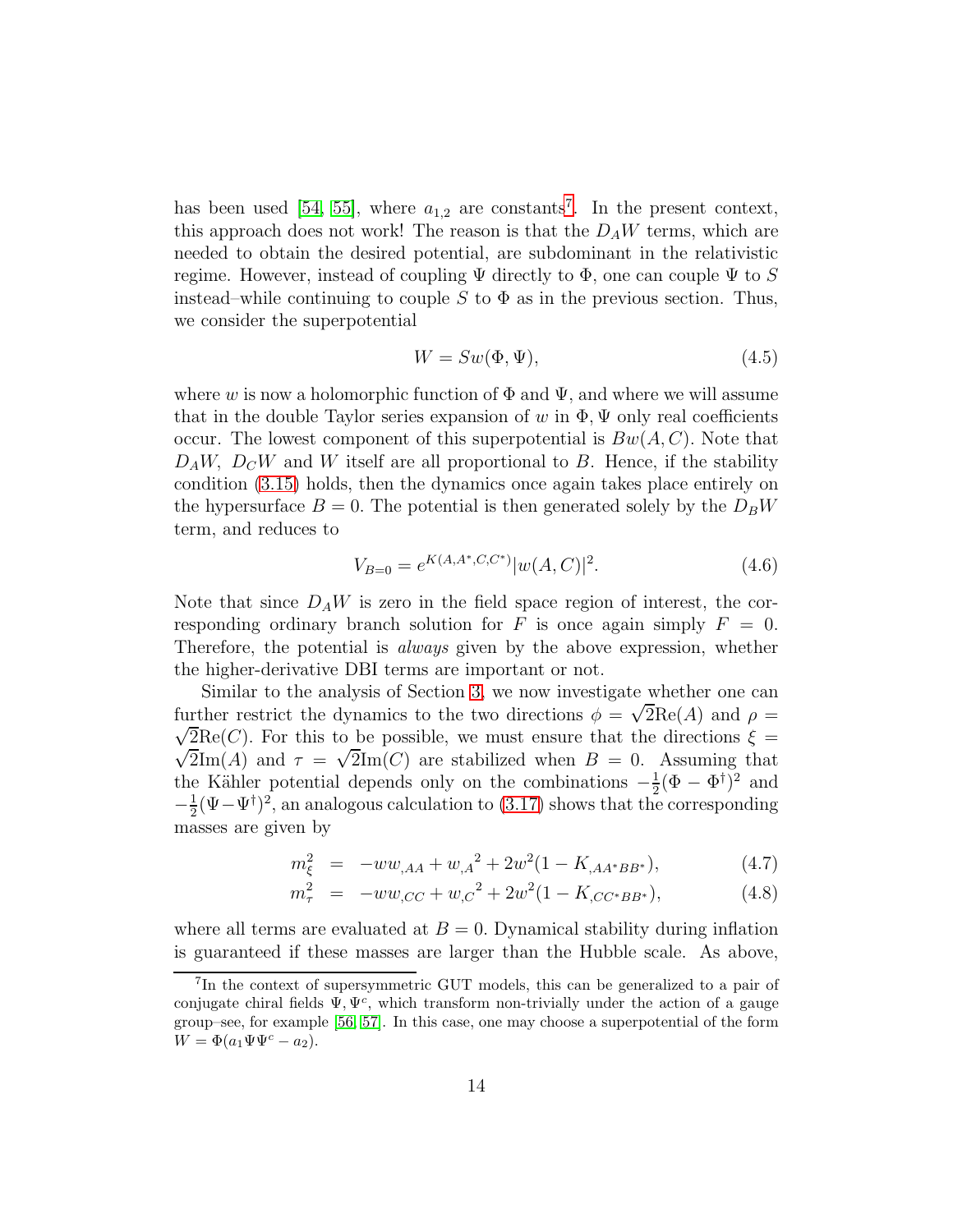has been used [54, 55], where $a_{1,2}$ are constants[7]. In the present context, this approach does not work! The reason is that the $D_A W$ terms, which are needed to obtain the desired potential, are subdominant in the relativistic regime. However, instead of coupling $\Psi$ directly to $\Phi$, one can couple $\Psi$ to $S$ instead–while continuing to couple $S$ to $\Phi$ as in the previous section. Thus, we consider the superpotential

$$W = S w(\Phi, \Psi), \tag{4.5}$$

where $w$ is now a holomorphic function of $\Phi$ and $\Psi$, and where we will assume that in the double Taylor series expansion of $w$ in $\Phi, \Psi$ only real coefficients occur. The lowest component of this superpotential is $Bw(A, C)$. Note that $D_A W$, $D_C W$ and $W$ itself are all proportional to $B$. Hence, if the stability condition (3.15) holds, then the dynamics once again takes place entirely on the hypersurface $B = 0$. The potential is then generated solely by the $D_B W$ term, and reduces to

$$V_{B=0} = e^{K(A,A^*,C,C^*)} |w(A, C)|^2. \tag{4.6}$$

Note that since $D_A W$ is zero in the field space region of interest, the corresponding ordinary branch solution for $F$ is once again simply $F = 0$. Therefore, the potential is *always* given by the above expression, whether the higher-derivative DBI terms are important or not.

Similar to the analysis of Section 3, we now investigate whether one can further restrict the dynamics to the two directions $\phi = \sqrt{2}\mathrm{Re}(A)$ and $\rho = \sqrt{2}\mathrm{Re}(C)$. For this to be possible, we must ensure that the directions $\xi = \sqrt{2}\mathrm{Im}(A)$ and $\tau = \sqrt{2}\mathrm{Im}(C)$ are stabilized when $B = 0$. Assuming that the Kähler potential depends only on the combinations $-\frac{1}{2}(\Phi - \Phi^\dagger)^2$ and $-\frac{1}{2}(\Psi - \Psi^\dagger)^2$, an analogous calculation to (3.17) shows that the corresponding masses are given by

$$m_\xi^2 = -w w_{,AA} + {w_{,A}}^2 + 2w^2(1 - K_{,AA^*BB^*}), \tag{4.7}$$

$$m_\tau^2 = -w w_{,CC} + {w_{,C}}^2 + 2w^2(1 - K_{,CC^*BB^*}), \tag{4.8}$$

where all terms are evaluated at $B = 0$. Dynamical stability during inflation is guaranteed if these masses are larger than the Hubble scale. As above,

[7] In the context of supersymmetric GUT models, this can be generalized to a pair of conjugate chiral fields $\Psi, \Psi^c$, which transform non-trivially under the action of a gauge group–see, for example [56, 57]. In this case, one may choose a superpotential of the form $W = \Phi(a_1 \Psi \Psi^c - a_2)$.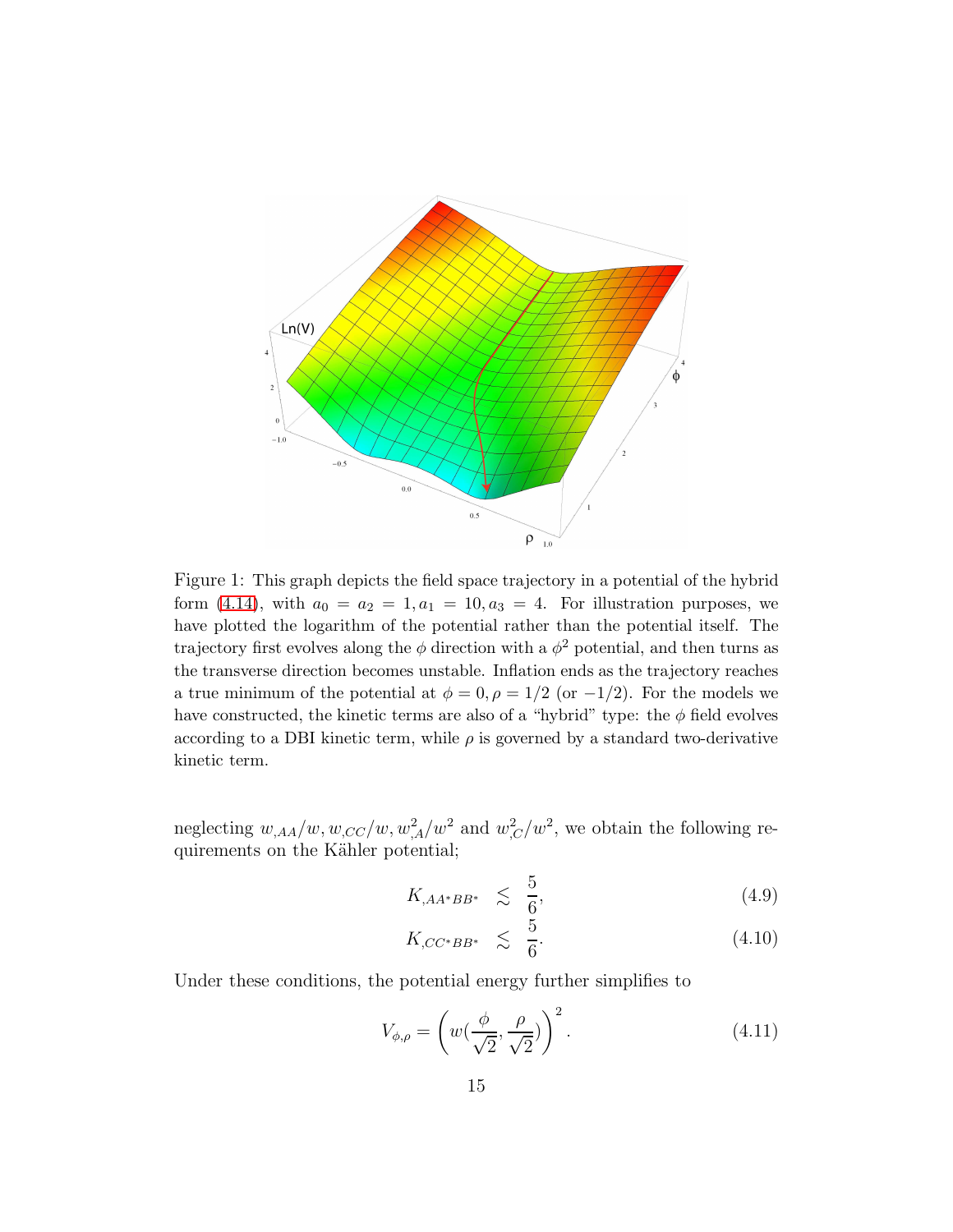Figure 1: This graph depicts the field space trajectory in a potential of the hybrid form (4.14), with $a_0 = a_2 = 1, a_1 = 10, a_3 = 4$. For illustration purposes, we have plotted the logarithm of the potential rather than the potential itself. The trajectory first evolves along the $\phi$ direction with a $\phi^2$ potential, and then turns as the transverse direction becomes unstable. Inflation ends as the trajectory reaches a true minimum of the potential at $\phi = 0, \rho = 1/2$ (or $-1/2$). For the models we have constructed, the kinetic terms are also of a "hybrid" type: the $\phi$ field evolves according to a DBI kinetic term, while $\rho$ is governed by a standard two-derivative kinetic term.

neglecting $w_{,AA}/w, w_{,CC}/w, w_{,A}^2/w^2$ and $w_{,C}^2/w^2$, we obtain the following requirements on the Kähler potential;

$$K_{,AA^*BB^*} \lesssim \frac{5}{6}, \tag{4.9}$$

$$K_{,CC^*BB^*} \lesssim \frac{5}{6}. \tag{4.10}$$

Under these conditions, the potential energy further simplifies to

$$V_{\phi,\rho} = \left( w(\frac{\phi}{\sqrt{2}}, \frac{\rho}{\sqrt{2}}) \right)^2. \tag{4.11}$$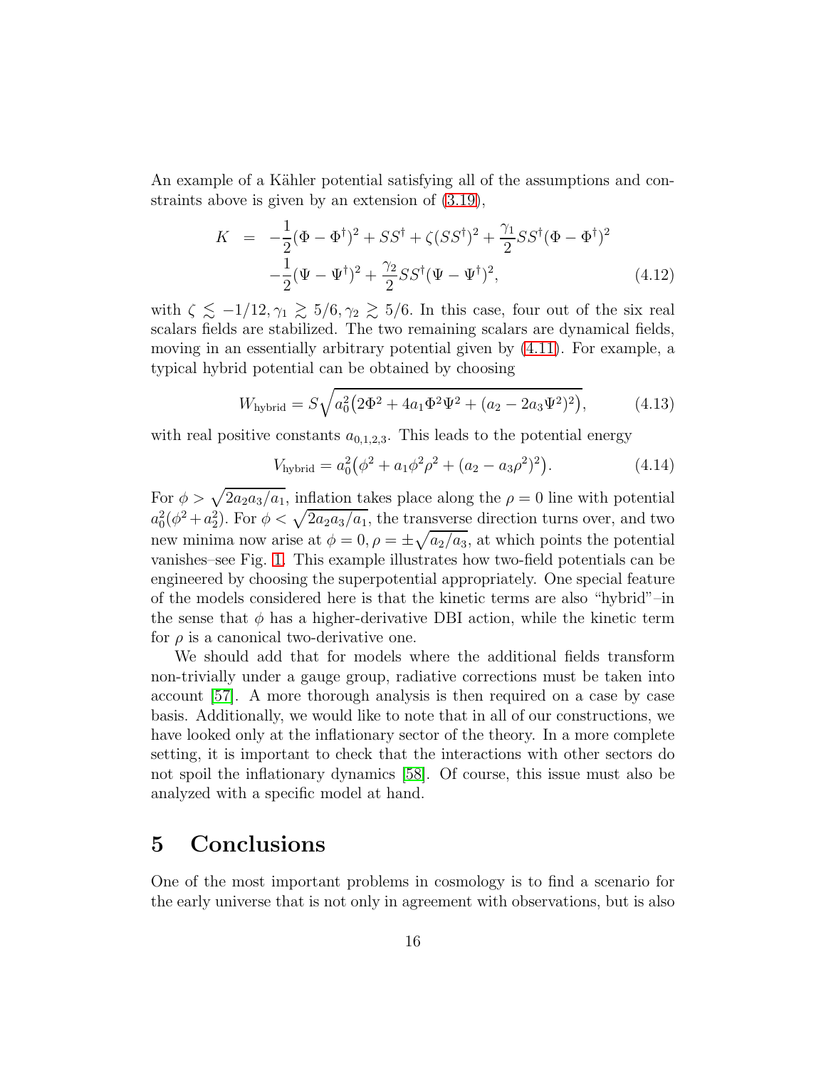An example of a Kähler potential satisfying all of the assumptions and constraints above is given by an extension of (3.19),

$$
\begin{aligned}
K &= -\frac{1}{2}(\Phi - \Phi^\dagger)^2 + SS^\dagger + \zeta(SS^\dagger)^2 + \frac{\gamma_1}{2}SS^\dagger(\Phi - \Phi^\dagger)^2 \\
&\quad -\frac{1}{2}(\Psi - \Psi^\dagger)^2 + \frac{\gamma_2}{2}SS^\dagger(\Psi - \Psi^\dagger)^2,
\end{aligned}
\tag{4.12}
$$

with $\zeta \lesssim -1/12, \gamma_1 \gtrsim 5/6, \gamma_2 \gtrsim 5/6$. In this case, four out of the six real scalars fields are stabilized. The two remaining scalars are dynamical fields, moving in an essentially arbitrary potential given by (4.11). For example, a typical hybrid potential can be obtained by choosing

$$
W_{\text{hybrid}} = S\sqrt{a_0^2\big(2\Phi^2 + 4a_1\Phi^2\Psi^2 + (a_2 - 2a_3\Psi^2)^2\big)}, \tag{4.13}
$$

with real positive constants $a_{0,1,2,3}$. This leads to the potential energy

$$
V_{\text{hybrid}} = a_0^2\big(\phi^2 + a_1\phi^2\rho^2 + (a_2 - a_3\rho^2)^2\big). \tag{4.14}
$$

For $\phi > \sqrt{2a_2a_3/a_1}$, inflation takes place along the $\rho = 0$ line with potential $a_0^2(\phi^2 + a_2^2)$. For $\phi < \sqrt{2a_2a_3/a_1}$, the transverse direction turns over, and two new minima now arise at $\phi = 0, \rho = \pm\sqrt{a_2/a_3}$, at which points the potential vanishes–see Fig. 1. This example illustrates how two-field potentials can be engineered by choosing the superpotential appropriately. One special feature of the models considered here is that the kinetic terms are also "hybrid"–in the sense that $\phi$ has a higher-derivative DBI action, while the kinetic term for $\rho$ is a canonical two-derivative one.

We should add that for models where the additional fields transform non-trivially under a gauge group, radiative corrections must be taken into account [57]. A more thorough analysis is then required on a case by case basis. Additionally, we would like to note that in all of our constructions, we have looked only at the inflationary sector of the theory. In a more complete setting, it is important to check that the interactions with other sectors do not spoil the inflationary dynamics [58]. Of course, this issue must also be analyzed with a specific model at hand.

## 5 Conclusions

One of the most important problems in cosmology is to find a scenario for the early universe that is not only in agreement with observations, but is also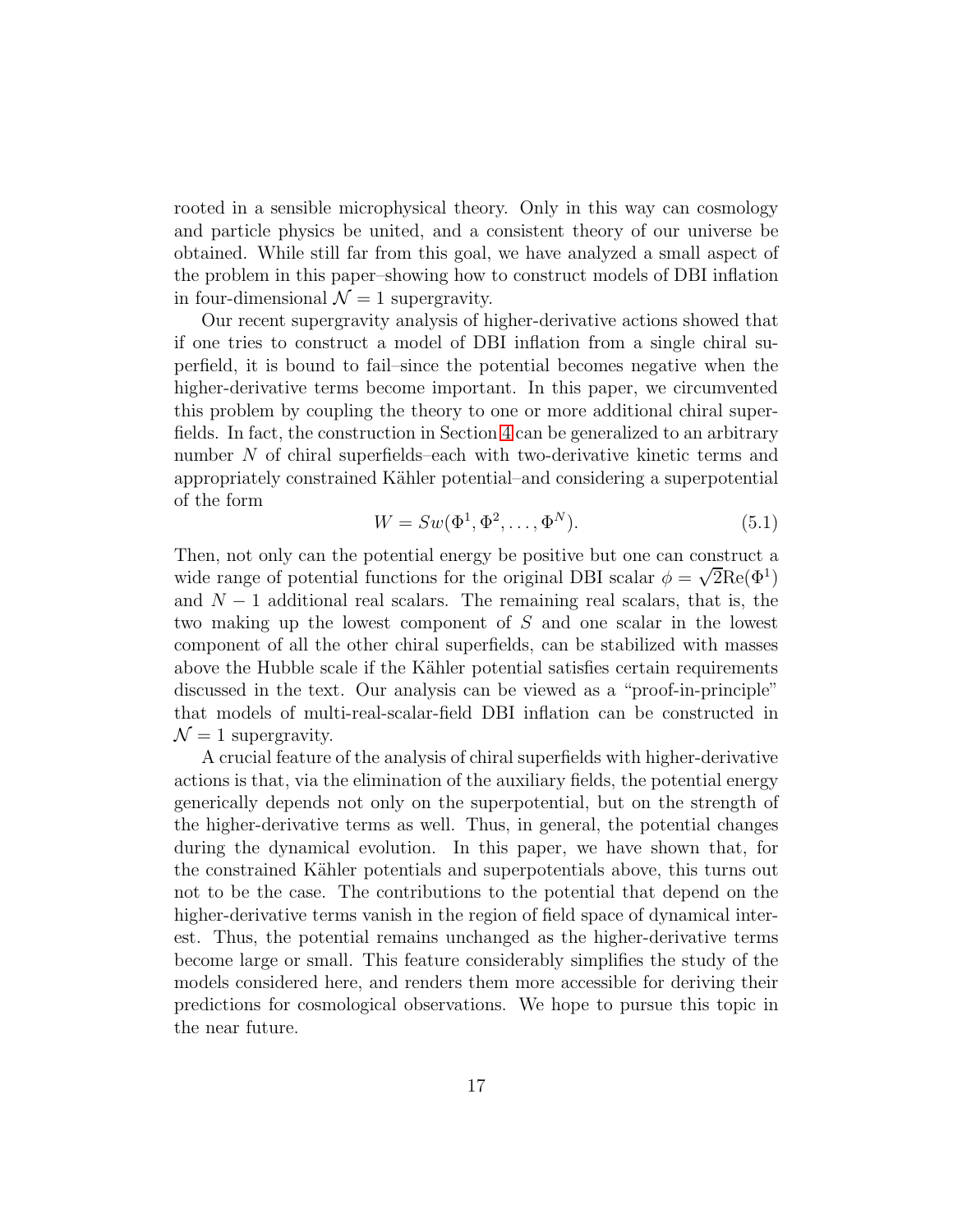rooted in a sensible microphysical theory. Only in this way can cosmology and particle physics be united, and a consistent theory of our universe be obtained. While still far from this goal, we have analyzed a small aspect of the problem in this paper–showing how to construct models of DBI inflation in four-dimensional $\mathcal{N} = 1$ supergravity.

Our recent supergravity analysis of higher-derivative actions showed that if one tries to construct a model of DBI inflation from a single chiral superfield, it is bound to fail–since the potential becomes negative when the higher-derivative terms become important. In this paper, we circumvented this problem by coupling the theory to one or more additional chiral superfields. In fact, the construction in Section 4 can be generalized to an arbitrary number $N$ of chiral superfields–each with two-derivative kinetic terms and appropriately constrained Kähler potential–and considering a superpotential of the form

$$W = Sw(\Phi^1, \Phi^2, \ldots, \Phi^N). \tag{5.1}$$

Then, not only can the potential energy be positive but one can construct a wide range of potential functions for the original DBI scalar $\phi = \sqrt{2}\text{Re}(\Phi^1)$ and $N - 1$ additional real scalars. The remaining real scalars, that is, the two making up the lowest component of $S$ and one scalar in the lowest component of all the other chiral superfields, can be stabilized with masses above the Hubble scale if the Kähler potential satisfies certain requirements discussed in the text. Our analysis can be viewed as a "proof-in-principle" that models of multi-real-scalar-field DBI inflation can be constructed in $\mathcal{N} = 1$ supergravity.

A crucial feature of the analysis of chiral superfields with higher-derivative actions is that, via the elimination of the auxiliary fields, the potential energy generically depends not only on the superpotential, but on the strength of the higher-derivative terms as well. Thus, in general, the potential changes during the dynamical evolution. In this paper, we have shown that, for the constrained Kähler potentials and superpotentials above, this turns out not to be the case. The contributions to the potential that depend on the higher-derivative terms vanish in the region of field space of dynamical interest. Thus, the potential remains unchanged as the higher-derivative terms become large or small. This feature considerably simplifies the study of the models considered here, and renders them more accessible for deriving their predictions for cosmological observations. We hope to pursue this topic in the near future.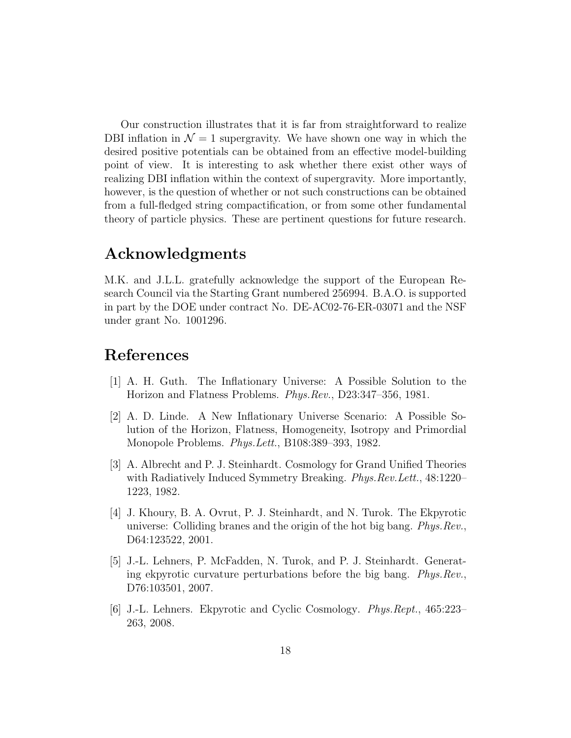Our construction illustrates that it is far from straightforward to realize DBI inflation in $\mathcal{N} = 1$ supergravity. We have shown one way in which the desired positive potentials can be obtained from an effective model-building point of view. It is interesting to ask whether there exist other ways of realizing DBI inflation within the context of supergravity. More importantly, however, is the question of whether or not such constructions can be obtained from a full-fledged string compactification, or from some other fundamental theory of particle physics. These are pertinent questions for future research.

## Acknowledgments

M.K. and J.L.L. gratefully acknowledge the support of the European Research Council via the Starting Grant numbered 256994. B.A.O. is supported in part by the DOE under contract No. DE-AC02-76-ER-03071 and the NSF under grant No. 1001296.

## References

[1] A. H. Guth. The Inflationary Universe: A Possible Solution to the Horizon and Flatness Problems. *Phys.Rev.*, D23:347–356, 1981.

[2] A. D. Linde. A New Inflationary Universe Scenario: A Possible Solution of the Horizon, Flatness, Homogeneity, Isotropy and Primordial Monopole Problems. *Phys.Lett.*, B108:389–393, 1982.

[3] A. Albrecht and P. J. Steinhardt. Cosmology for Grand Unified Theories with Radiatively Induced Symmetry Breaking. *Phys.Rev.Lett.*, 48:1220–1223, 1982.

[4] J. Khoury, B. A. Ovrut, P. J. Steinhardt, and N. Turok. The Ekpyrotic universe: Colliding branes and the origin of the hot big bang. *Phys.Rev.*, D64:123522, 2001.

[5] J.-L. Lehners, P. McFadden, N. Turok, and P. J. Steinhardt. Generating ekpyrotic curvature perturbations before the big bang. *Phys.Rev.*, D76:103501, 2007.

[6] J.-L. Lehners. Ekpyrotic and Cyclic Cosmology. *Phys.Rept.*, 465:223–263, 2008.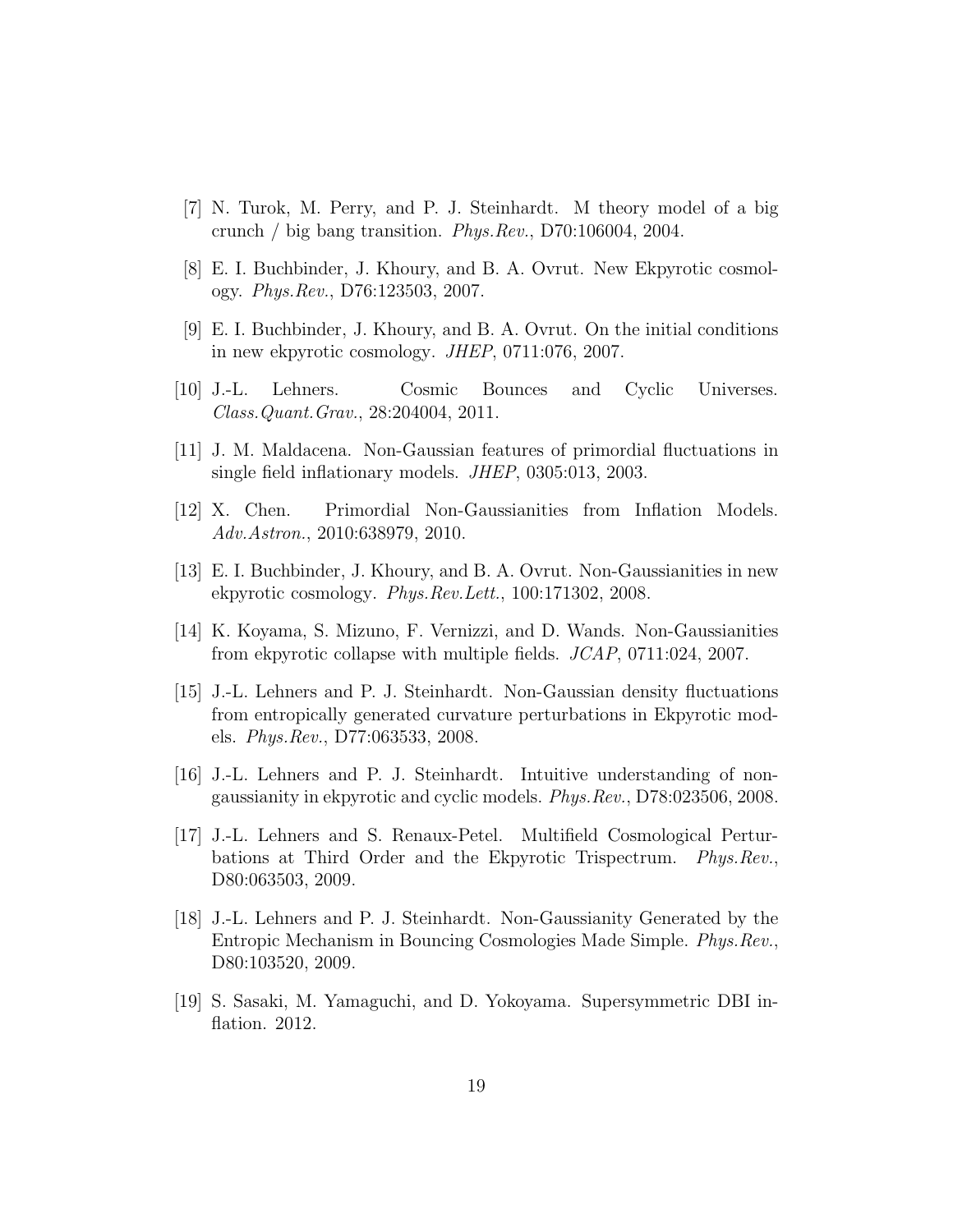[7] N. Turok, M. Perry, and P. J. Steinhardt. M theory model of a big crunch / big bang transition. *Phys.Rev.*, D70:106004, 2004.

[8] E. I. Buchbinder, J. Khoury, and B. A. Ovrut. New Ekpyrotic cosmology. *Phys.Rev.*, D76:123503, 2007.

[9] E. I. Buchbinder, J. Khoury, and B. A. Ovrut. On the initial conditions in new ekpyrotic cosmology. *JHEP*, 0711:076, 2007.

[10] J.-L. Lehners. Cosmic Bounces and Cyclic Universes. *Class.Quant.Grav.*, 28:204004, 2011.

[11] J. M. Maldacena. Non-Gaussian features of primordial fluctuations in single field inflationary models. *JHEP*, 0305:013, 2003.

[12] X. Chen. Primordial Non-Gaussianities from Inflation Models. *Adv.Astron.*, 2010:638979, 2010.

[13] E. I. Buchbinder, J. Khoury, and B. A. Ovrut. Non-Gaussianities in new ekpyrotic cosmology. *Phys.Rev.Lett.*, 100:171302, 2008.

[14] K. Koyama, S. Mizuno, F. Vernizzi, and D. Wands. Non-Gaussianities from ekpyrotic collapse with multiple fields. *JCAP*, 0711:024, 2007.

[15] J.-L. Lehners and P. J. Steinhardt. Non-Gaussian density fluctuations from entropically generated curvature perturbations in Ekpyrotic models. *Phys.Rev.*, D77:063533, 2008.

[16] J.-L. Lehners and P. J. Steinhardt. Intuitive understanding of non-gaussianity in ekpyrotic and cyclic models. *Phys.Rev.*, D78:023506, 2008.

[17] J.-L. Lehners and S. Renaux-Petel. Multifield Cosmological Perturbations at Third Order and the Ekpyrotic Trispectrum. *Phys.Rev.*, D80:063503, 2009.

[18] J.-L. Lehners and P. J. Steinhardt. Non-Gaussianity Generated by the Entropic Mechanism in Bouncing Cosmologies Made Simple. *Phys.Rev.*, D80:103520, 2009.

[19] S. Sasaki, M. Yamaguchi, and D. Yokoyama. Supersymmetric DBI inflation. 2012.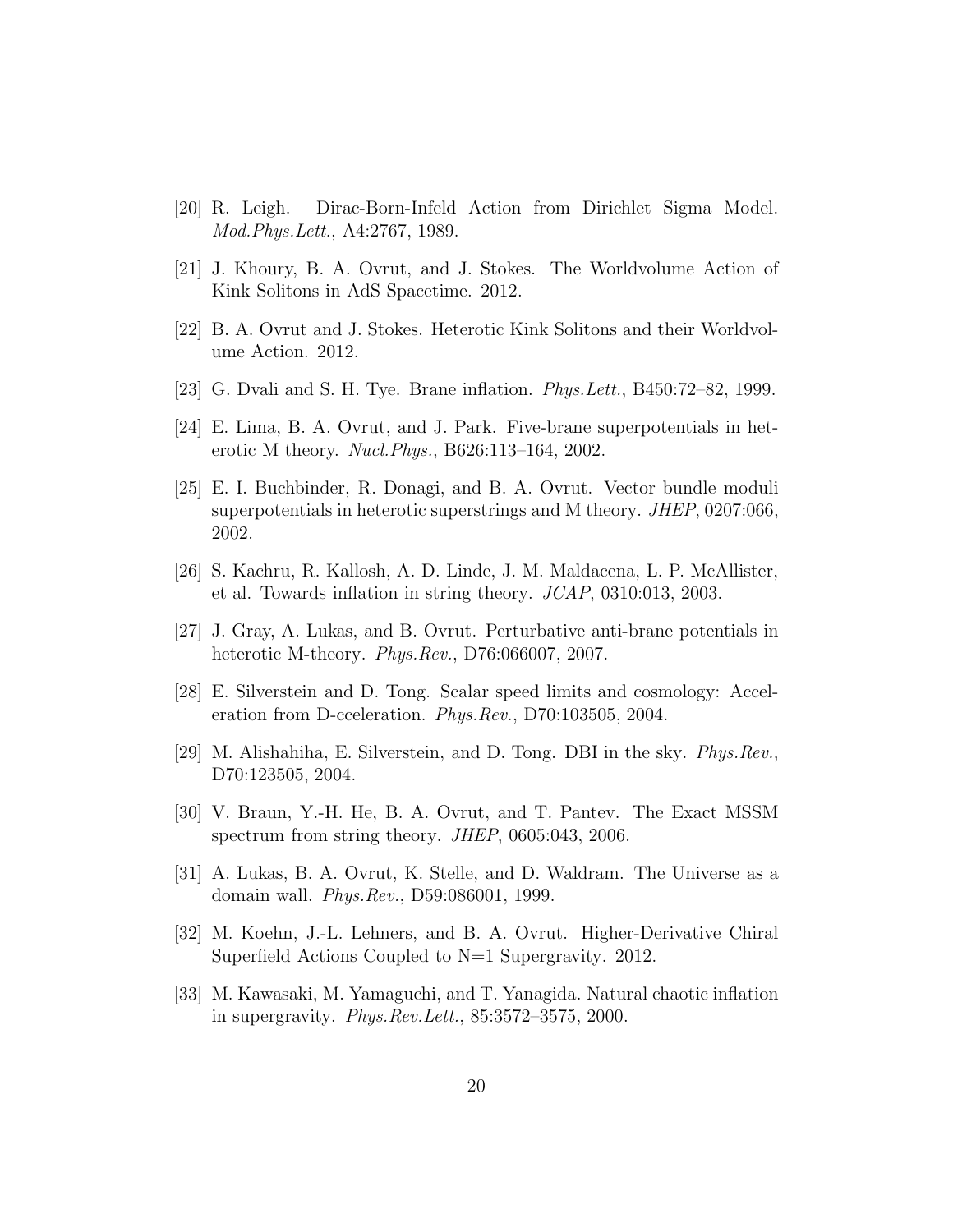[20] R. Leigh. Dirac-Born-Infeld Action from Dirichlet Sigma Model. *Mod.Phys.Lett.*, A4:2767, 1989.

[21] J. Khoury, B. A. Ovrut, and J. Stokes. The Worldvolume Action of Kink Solitons in AdS Spacetime. 2012.

[22] B. A. Ovrut and J. Stokes. Heterotic Kink Solitons and their Worldvolume Action. 2012.

[23] G. Dvali and S. H. Tye. Brane inflation. *Phys.Lett.*, B450:72–82, 1999.

[24] E. Lima, B. A. Ovrut, and J. Park. Five-brane superpotentials in heterotic M theory. *Nucl.Phys.*, B626:113–164, 2002.

[25] E. I. Buchbinder, R. Donagi, and B. A. Ovrut. Vector bundle moduli superpotentials in heterotic superstrings and M theory. *JHEP*, 0207:066, 2002.

[26] S. Kachru, R. Kallosh, A. D. Linde, J. M. Maldacena, L. P. McAllister, et al. Towards inflation in string theory. *JCAP*, 0310:013, 2003.

[27] J. Gray, A. Lukas, and B. Ovrut. Perturbative anti-brane potentials in heterotic M-theory. *Phys.Rev.*, D76:066007, 2007.

[28] E. Silverstein and D. Tong. Scalar speed limits and cosmology: Acceleration from D-cceleration. *Phys.Rev.*, D70:103505, 2004.

[29] M. Alishahiha, E. Silverstein, and D. Tong. DBI in the sky. *Phys.Rev.*, D70:123505, 2004.

[30] V. Braun, Y.-H. He, B. A. Ovrut, and T. Pantev. The Exact MSSM spectrum from string theory. *JHEP*, 0605:043, 2006.

[31] A. Lukas, B. A. Ovrut, K. Stelle, and D. Waldram. The Universe as a domain wall. *Phys.Rev.*, D59:086001, 1999.

[32] M. Koehn, J.-L. Lehners, and B. A. Ovrut. Higher-Derivative Chiral Superfield Actions Coupled to N=1 Supergravity. 2012.

[33] M. Kawasaki, M. Yamaguchi, and T. Yanagida. Natural chaotic inflation in supergravity. *Phys.Rev.Lett.*, 85:3572–3575, 2000.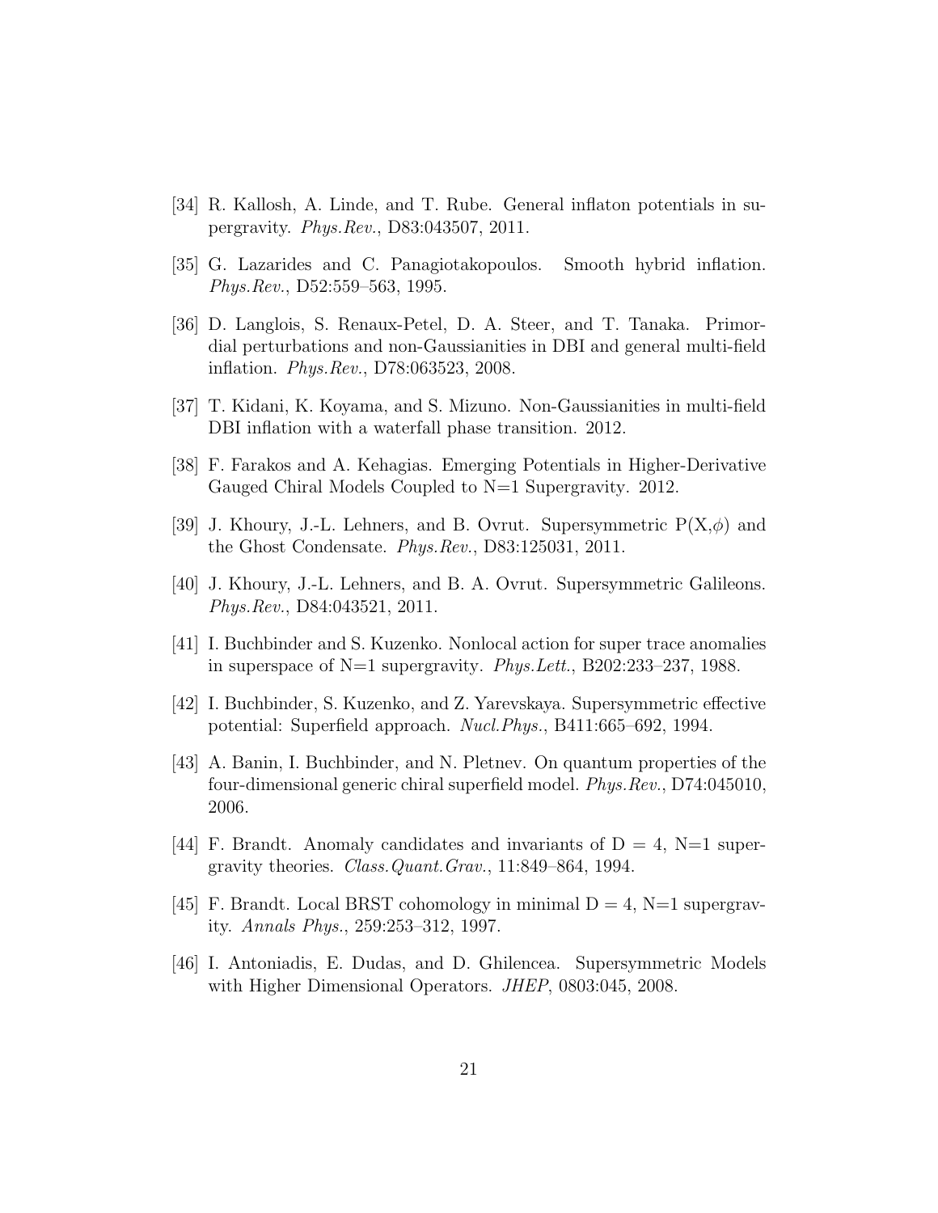[34] R. Kallosh, A. Linde, and T. Rube. General inflaton potentials in supergravity. *Phys.Rev.*, D83:043507, 2011.

[35] G. Lazarides and C. Panagiotakopoulos. Smooth hybrid inflation. *Phys.Rev.*, D52:559–563, 1995.

[36] D. Langlois, S. Renaux-Petel, D. A. Steer, and T. Tanaka. Primordial perturbations and non-Gaussianities in DBI and general multi-field inflation. *Phys.Rev.*, D78:063523, 2008.

[37] T. Kidani, K. Koyama, and S. Mizuno. Non-Gaussianities in multi-field DBI inflation with a waterfall phase transition. 2012.

[38] F. Farakos and A. Kehagias. Emerging Potentials in Higher-Derivative Gauged Chiral Models Coupled to N=1 Supergravity. 2012.

[39] J. Khoury, J.-L. Lehners, and B. Ovrut. Supersymmetric P(X,$\phi$) and the Ghost Condensate. *Phys.Rev.*, D83:125031, 2011.

[40] J. Khoury, J.-L. Lehners, and B. A. Ovrut. Supersymmetric Galileons. *Phys.Rev.*, D84:043521, 2011.

[41] I. Buchbinder and S. Kuzenko. Nonlocal action for super trace anomalies in superspace of N=1 supergravity. *Phys.Lett.*, B202:233–237, 1988.

[42] I. Buchbinder, S. Kuzenko, and Z. Yarevskaya. Supersymmetric effective potential: Superfield approach. *Nucl.Phys.*, B411:665–692, 1994.

[43] A. Banin, I. Buchbinder, and N. Pletnev. On quantum properties of the four-dimensional generic chiral superfield model. *Phys.Rev.*, D74:045010, 2006.

[44] F. Brandt. Anomaly candidates and invariants of D = 4, N=1 supergravity theories. *Class.Quant.Grav.*, 11:849–864, 1994.

[45] F. Brandt. Local BRST cohomology in minimal D = 4, N=1 supergravity. *Annals Phys.*, 259:253–312, 1997.

[46] I. Antoniadis, E. Dudas, and D. Ghilencea. Supersymmetric Models with Higher Dimensional Operators. *JHEP*, 0803:045, 2008.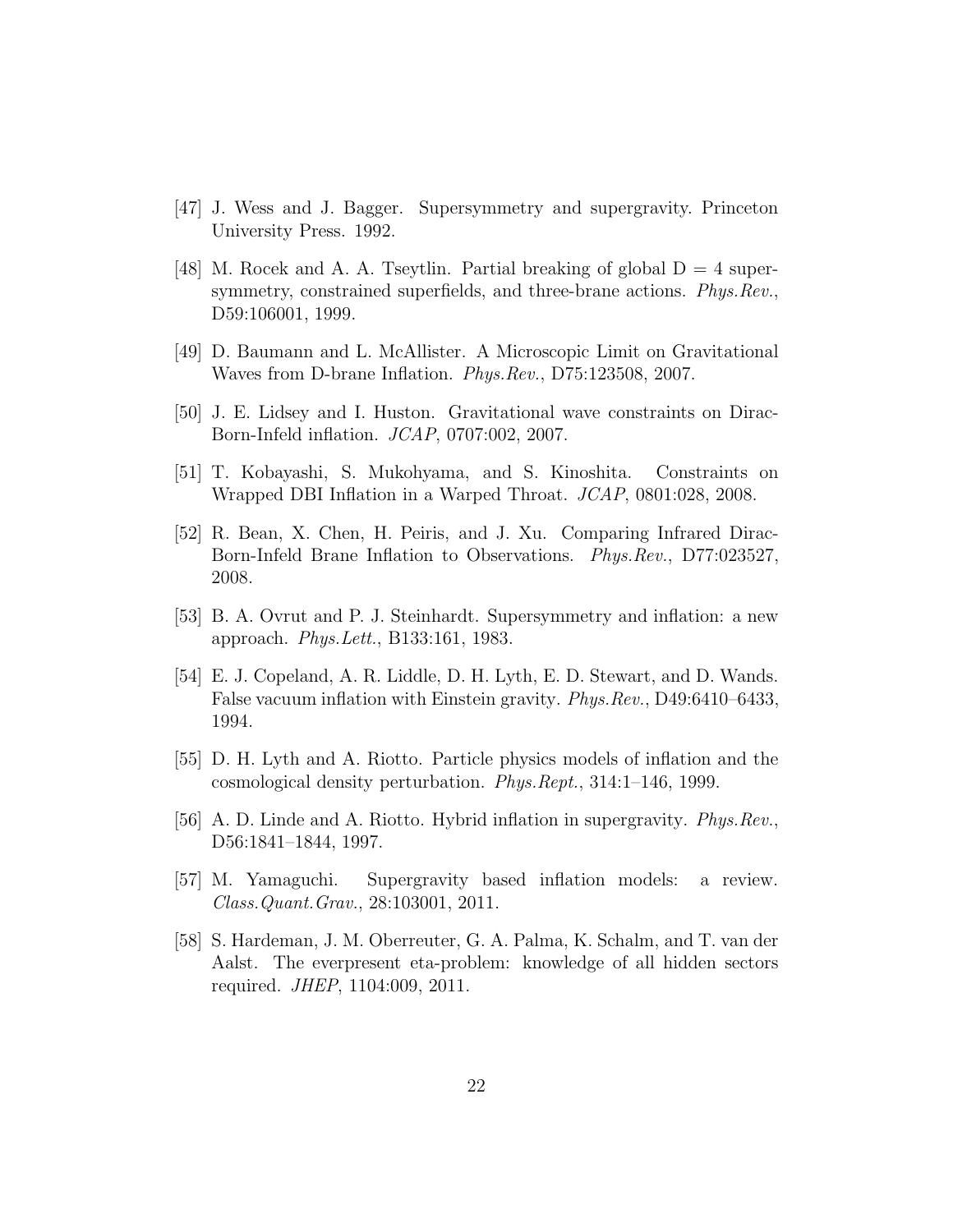[47] J. Wess and J. Bagger. Supersymmetry and supergravity. Princeton University Press. 1992.

[48] M. Rocek and A. A. Tseytlin. Partial breaking of global D = 4 supersymmetry, constrained superfields, and three-brane actions. *Phys.Rev.*, D59:106001, 1999.

[49] D. Baumann and L. McAllister. A Microscopic Limit on Gravitational Waves from D-brane Inflation. *Phys.Rev.*, D75:123508, 2007.

[50] J. E. Lidsey and I. Huston. Gravitational wave constraints on Dirac-Born-Infeld inflation. *JCAP*, 0707:002, 2007.

[51] T. Kobayashi, S. Mukohyama, and S. Kinoshita. Constraints on Wrapped DBI Inflation in a Warped Throat. *JCAP*, 0801:028, 2008.

[52] R. Bean, X. Chen, H. Peiris, and J. Xu. Comparing Infrared Dirac-Born-Infeld Brane Inflation to Observations. *Phys.Rev.*, D77:023527, 2008.

[53] B. A. Ovrut and P. J. Steinhardt. Supersymmetry and inflation: a new approach. *Phys.Lett.*, B133:161, 1983.

[54] E. J. Copeland, A. R. Liddle, D. H. Lyth, E. D. Stewart, and D. Wands. False vacuum inflation with Einstein gravity. *Phys.Rev.*, D49:6410–6433, 1994.

[55] D. H. Lyth and A. Riotto. Particle physics models of inflation and the cosmological density perturbation. *Phys.Rept.*, 314:1–146, 1999.

[56] A. D. Linde and A. Riotto. Hybrid inflation in supergravity. *Phys.Rev.*, D56:1841–1844, 1997.

[57] M. Yamaguchi. Supergravity based inflation models: a review. *Class.Quant.Grav.*, 28:103001, 2011.

[58] S. Hardeman, J. M. Oberreuter, G. A. Palma, K. Schalm, and T. van der Aalst. The everpresent eta-problem: knowledge of all hidden sectors required. *JHEP*, 1104:009, 2011.